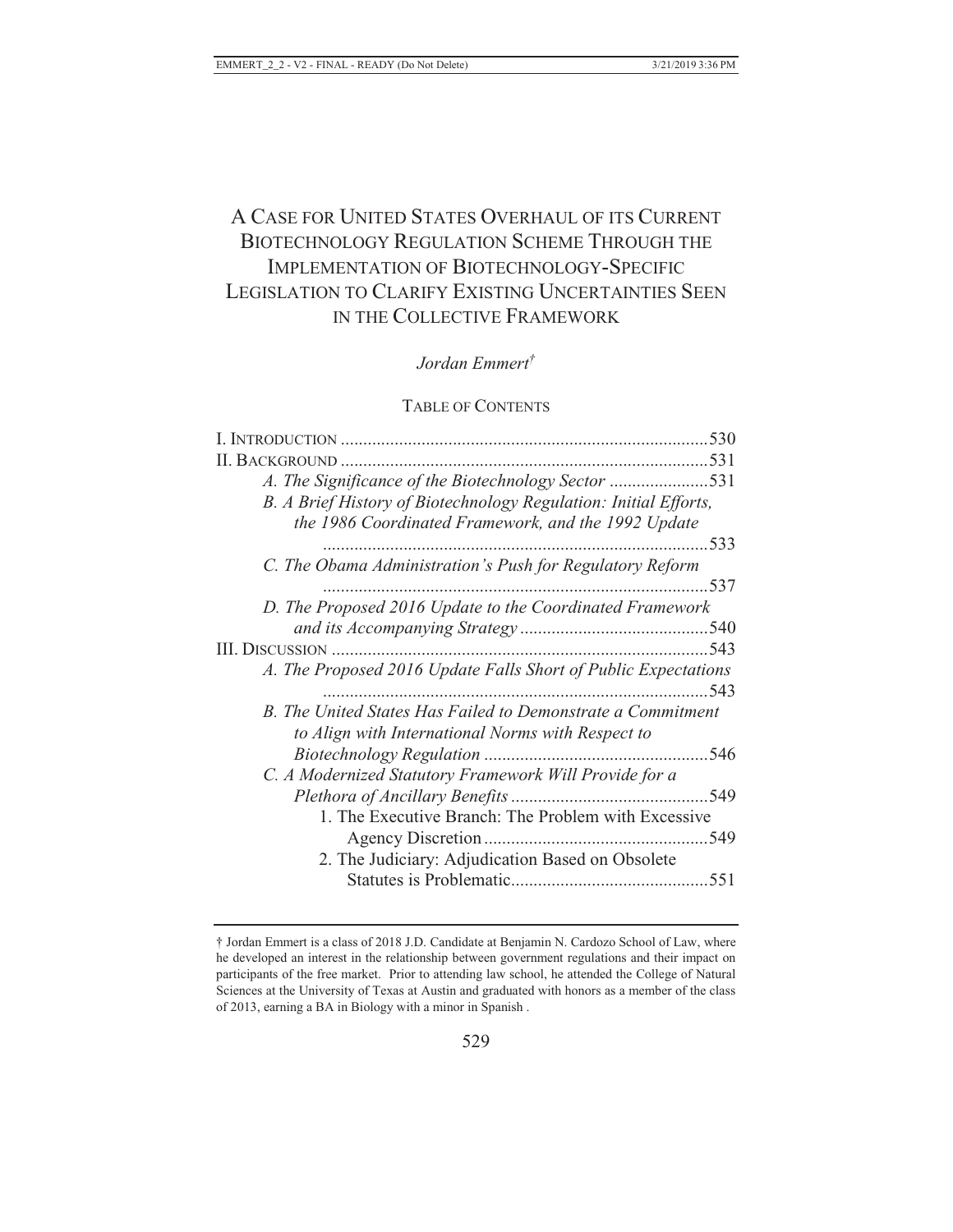# A Case for United States Overhaul of its Current Biotechnology Regulation Scheme Through the Implementation of Biotechnology-Specific Legislation to Clarify Existing Uncertainties Seen in the Collective Framework

*Jordan Emmert*[†]

## Table of Contents

I. Introduction .......... 530

II. Background .......... 531

- *A. The Significance of the Biotechnology Sector* .......... 531
- *B. A Brief History of Biotechnology Regulation: Initial Efforts, the 1986 Coordinated Framework, and the 1992 Update* .......... 533
- *C. The Obama Administration's Push for Regulatory Reform* .......... 537
- *D. The Proposed 2016 Update to the Coordinated Framework and its Accompanying Strategy* .......... 540

III. Discussion .......... 543

- *A. The Proposed 2016 Update Falls Short of Public Expectations* .......... 543
- *B. The United States Has Failed to Demonstrate a Commitment to Align with International Norms with Respect to Biotechnology Regulation* .......... 546
- *C. A Modernized Statutory Framework Will Provide for a Plethora of Ancillary Benefits* .......... 549
  - 1. The Executive Branch: The Problem with Excessive Agency Discretion .......... 549
  - 2. The Judiciary: Adjudication Based on Obsolete Statutes is Problematic .......... 551

---

† Jordan Emmert is a class of 2018 J.D. Candidate at Benjamin N. Cardozo School of Law, where he developed an interest in the relationship between government regulations and their impact on participants of the free market. Prior to attending law school, he attended the College of Natural Sciences at the University of Texas at Austin and graduated with honors as a member of the class of 2013, earning a BA in Biology with a minor in Spanish .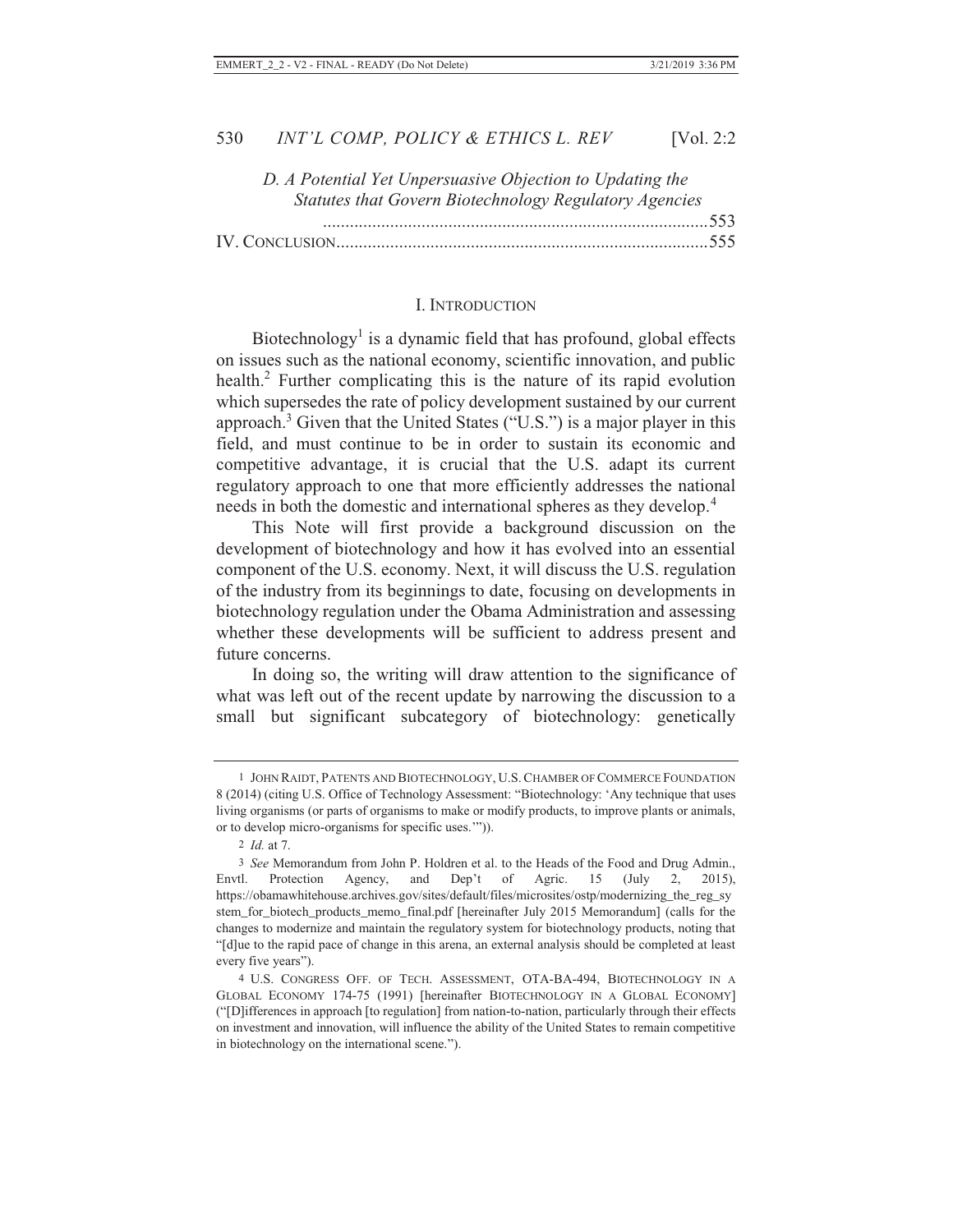D. A Potential Yet Unpersuasive Objection to Updating the Statutes that Govern Biotechnology Regulatory Agencies ........................................................................553

IV. CONCLUSION..................................................................................555

## I. INTRODUCTION

Biotechnology[1] is a dynamic field that has profound, global effects on issues such as the national economy, scientific innovation, and public health.[2] Further complicating this is the nature of its rapid evolution which supersedes the rate of policy development sustained by our current approach.[3] Given that the United States ("U.S.") is a major player in this field, and must continue to be in order to sustain its economic and competitive advantage, it is crucial that the U.S. adapt its current regulatory approach to one that more efficiently addresses the national needs in both the domestic and international spheres as they develop.[4]

This Note will first provide a background discussion on the development of biotechnology and how it has evolved into an essential component of the U.S. economy. Next, it will discuss the U.S. regulation of the industry from its beginnings to date, focusing on developments in biotechnology regulation under the Obama Administration and assessing whether these developments will be sufficient to address present and future concerns.

In doing so, the writing will draw attention to the significance of what was left out of the recent update by narrowing the discussion to a small but significant subcategory of biotechnology: genetically

---

1 JOHN RAIDT, PATENTS AND BIOTECHNOLOGY, U.S. CHAMBER OF COMMERCE FOUNDATION 8 (2014) (citing U.S. Office of Technology Assessment: "Biotechnology: 'Any technique that uses living organisms (or parts of organisms to make or modify products, to improve plants or animals, or to develop micro-organisms for specific uses.'")).

2 *Id.* at 7.

3 *See* Memorandum from John P. Holdren et al. to the Heads of the Food and Drug Admin., Envtl. Protection Agency, and Dep't of Agric. 15 (July 2, 2015), https://obamawhitehouse.archives.gov/sites/default/files/microsites/ostp/modernizing_the_reg_system_for_biotech_products_memo_final.pdf [hereinafter July 2015 Memorandum] (calls for the changes to modernize and maintain the regulatory system for biotechnology products, noting that "[d]ue to the rapid pace of change in this arena, an external analysis should be completed at least every five years").

4 U.S. CONGRESS OFF. OF TECH. ASSESSMENT, OTA-BA-494, BIOTECHNOLOGY IN A GLOBAL ECONOMY 174-75 (1991) [hereinafter BIOTECHNOLOGY IN A GLOBAL ECONOMY] ("[D]ifferences in approach [to regulation] from nation-to-nation, particularly through their effects on investment and innovation, will influence the ability of the United States to remain competitive in biotechnology on the international scene.").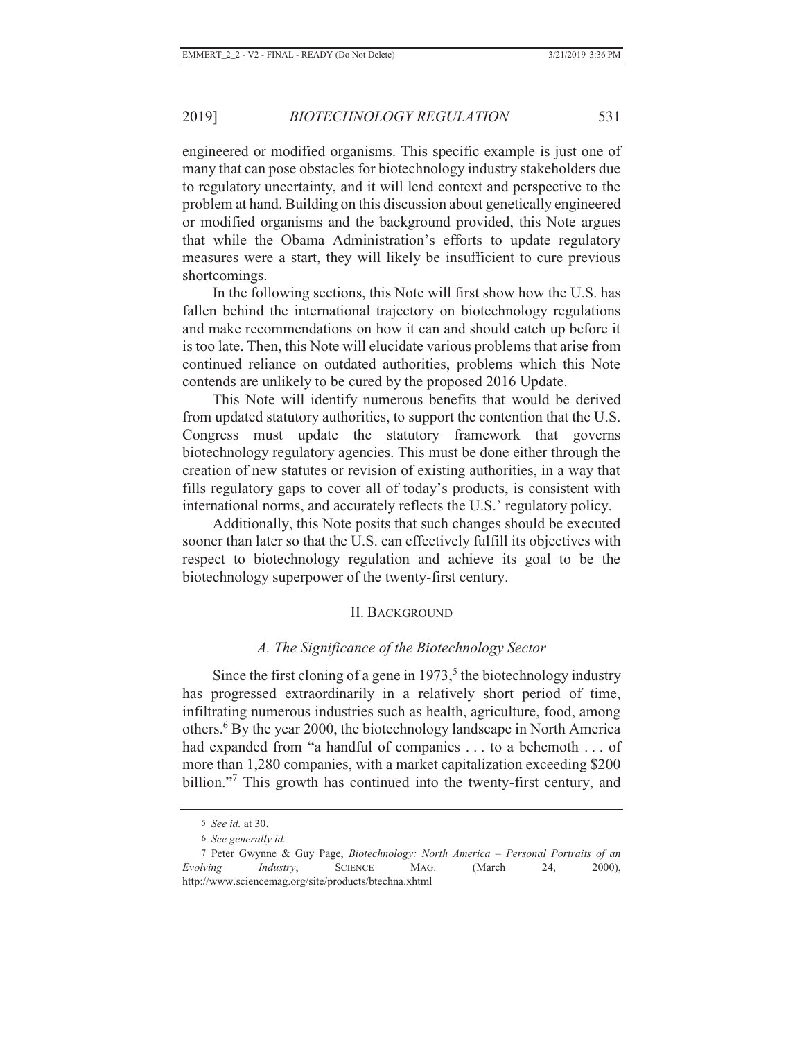engineered or modified organisms. This specific example is just one of many that can pose obstacles for biotechnology industry stakeholders due to regulatory uncertainty, and it will lend context and perspective to the problem at hand. Building on this discussion about genetically engineered or modified organisms and the background provided, this Note argues that while the Obama Administration's efforts to update regulatory measures were a start, they will likely be insufficient to cure previous shortcomings.

In the following sections, this Note will first show how the U.S. has fallen behind the international trajectory on biotechnology regulations and make recommendations on how it can and should catch up before it is too late. Then, this Note will elucidate various problems that arise from continued reliance on outdated authorities, problems which this Note contends are unlikely to be cured by the proposed 2016 Update.

This Note will identify numerous benefits that would be derived from updated statutory authorities, to support the contention that the U.S. Congress must update the statutory framework that governs biotechnology regulatory agencies. This must be done either through the creation of new statutes or revision of existing authorities, in a way that fills regulatory gaps to cover all of today's products, is consistent with international norms, and accurately reflects the U.S.' regulatory policy.

Additionally, this Note posits that such changes should be executed sooner than later so that the U.S. can effectively fulfill its objectives with respect to biotechnology regulation and achieve its goal to be the biotechnology superpower of the twenty-first century.

## II. Background

### *A. The Significance of the Biotechnology Sector*

Since the first cloning of a gene in 1973,[5] the biotechnology industry has progressed extraordinarily in a relatively short period of time, infiltrating numerous industries such as health, agriculture, food, among others.[6] By the year 2000, the biotechnology landscape in North America had expanded from "a handful of companies . . . to a behemoth . . . of more than 1,280 companies, with a market capitalization exceeding $200 billion."[7] This growth has continued into the twenty-first century, and

---

5 *See id.* at 30.

6 *See generally id.*

7 Peter Gwynne & Guy Page, *Biotechnology: North America – Personal Portraits of an Evolving Industry*, SCIENCE MAG. (March 24, 2000), http://www.sciencemag.org/site/products/btechna.xhtml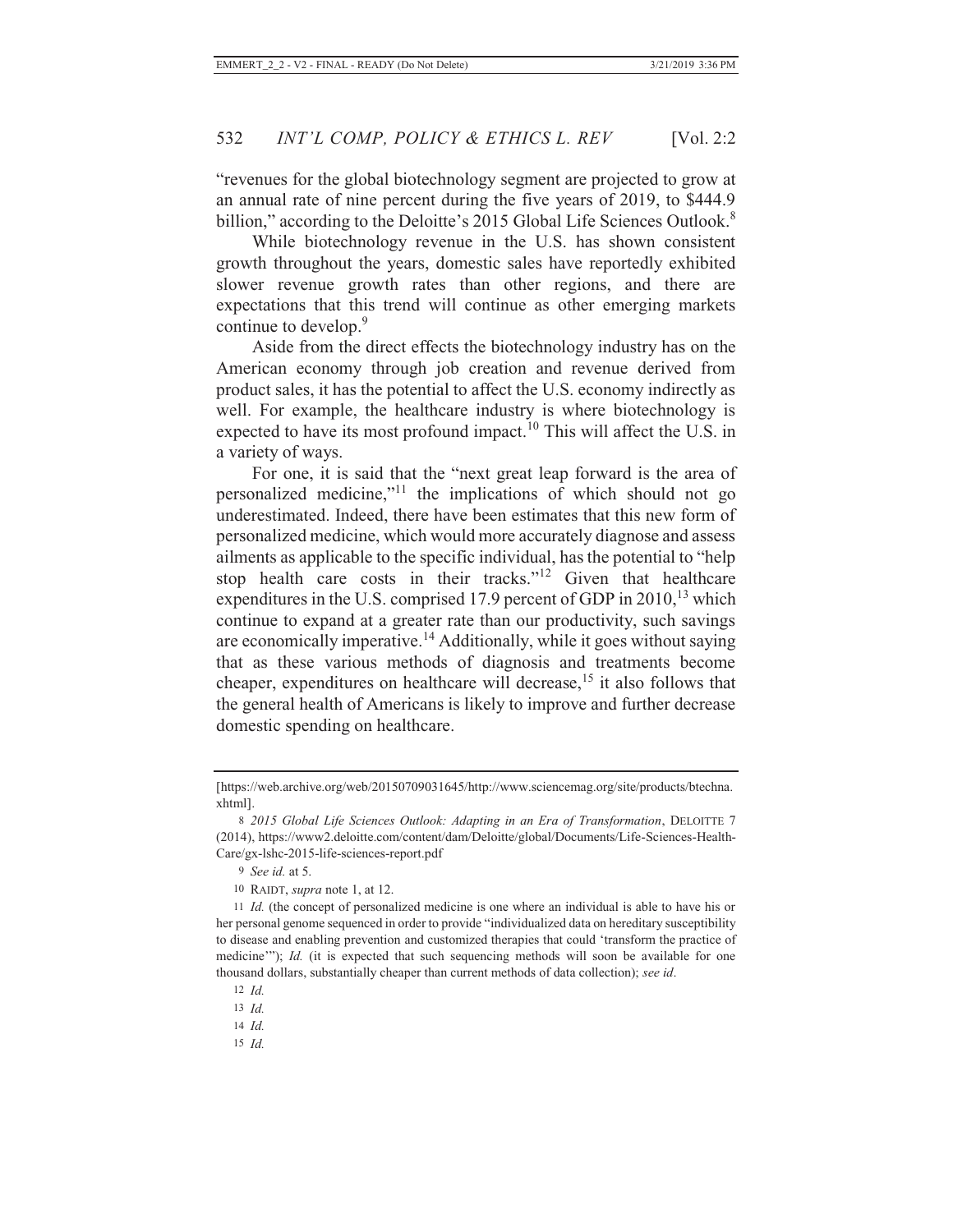"revenues for the global biotechnology segment are projected to grow at an annual rate of nine percent during the five years of 2019, to $444.9 billion," according to the Deloitte's 2015 Global Life Sciences Outlook.[8]

While biotechnology revenue in the U.S. has shown consistent growth throughout the years, domestic sales have reportedly exhibited slower revenue growth rates than other regions, and there are expectations that this trend will continue as other emerging markets continue to develop.[9]

Aside from the direct effects the biotechnology industry has on the American economy through job creation and revenue derived from product sales, it has the potential to affect the U.S. economy indirectly as well. For example, the healthcare industry is where biotechnology is expected to have its most profound impact.[10] This will affect the U.S. in a variety of ways.

For one, it is said that the "next great leap forward is the area of personalized medicine,"[11] the implications of which should not go underestimated. Indeed, there have been estimates that this new form of personalized medicine, which would more accurately diagnose and assess ailments as applicable to the specific individual, has the potential to "help stop health care costs in their tracks."[12] Given that healthcare expenditures in the U.S. comprised 17.9 percent of GDP in 2010,[13] which continue to expand at a greater rate than our productivity, such savings are economically imperative.[14] Additionally, while it goes without saying that as these various methods of diagnosis and treatments become cheaper, expenditures on healthcare will decrease,[15] it also follows that the general health of Americans is likely to improve and further decrease domestic spending on healthcare.

---

[https://web.archive.org/web/20150709031645/http://www.sciencemag.org/site/products/btechna.xhtml].

8 *2015 Global Life Sciences Outlook: Adapting in an Era of Transformation*, DELOITTE 7 (2014), https://www2.deloitte.com/content/dam/Deloitte/global/Documents/Life-Sciences-Health-Care/gx-lshc-2015-life-sciences-report.pdf

9 *See id.* at 5.

10 RAIDT, *supra* note 1, at 12.

11 *Id.* (the concept of personalized medicine is one where an individual is able to have his or her personal genome sequenced in order to provide "individualized data on hereditary susceptibility to disease and enabling prevention and customized therapies that could 'transform the practice of medicine'"); *Id.* (it is expected that such sequencing methods will soon be available for one thousand dollars, substantially cheaper than current methods of data collection); *see id*.

12 *Id.*

13 *Id.*

14 *Id.*

15 *Id.*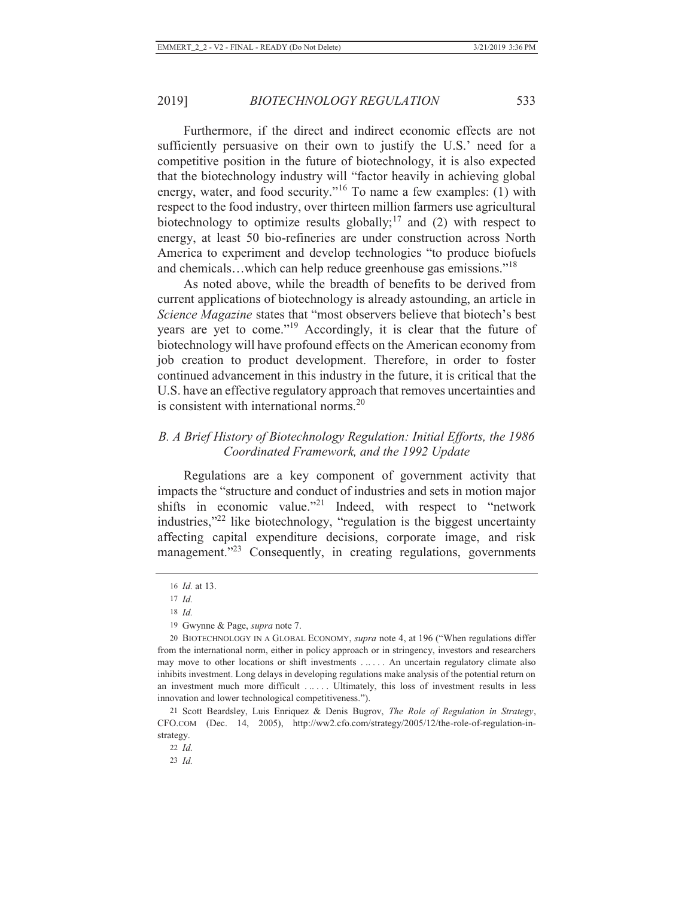Furthermore, if the direct and indirect economic effects are not sufficiently persuasive on their own to justify the U.S.' need for a competitive position in the future of biotechnology, it is also expected that the biotechnology industry will "factor heavily in achieving global energy, water, and food security."[16] To name a few examples: (1) with respect to the food industry, over thirteen million farmers use agricultural biotechnology to optimize results globally;[17] and (2) with respect to energy, at least 50 bio-refineries are under construction across North America to experiment and develop technologies "to produce biofuels and chemicals…which can help reduce greenhouse gas emissions."[18]

As noted above, while the breadth of benefits to be derived from current applications of biotechnology is already astounding, an article in *Science Magazine* states that "most observers believe that biotech's best years are yet to come."[19] Accordingly, it is clear that the future of biotechnology will have profound effects on the American economy from job creation to product development. Therefore, in order to foster continued advancement in this industry in the future, it is critical that the U.S. have an effective regulatory approach that removes uncertainties and is consistent with international norms.[20]

### *B. A Brief History of Biotechnology Regulation: Initial Efforts, the 1986 Coordinated Framework, and the 1992 Update*

Regulations are a key component of government activity that impacts the "structure and conduct of industries and sets in motion major shifts in economic value."[21] Indeed, with respect to "network industries,"[22] like biotechnology, "regulation is the biggest uncertainty affecting capital expenditure decisions, corporate image, and risk management."[23] Consequently, in creating regulations, governments

---

16 *Id.* at 13.

17 *Id.*

18 *Id.*

19 Gwynne & Page, *supra* note 7.

20 BIOTECHNOLOGY IN A GLOBAL ECONOMY, *supra* note 4, at 196 ("When regulations differ from the international norm, either in policy approach or in stringency, investors and researchers may move to other locations or shift investments . .. . . . An uncertain regulatory climate also inhibits investment. Long delays in developing regulations make analysis of the potential return on an investment much more difficult . .. . . . Ultimately, this loss of investment results in less innovation and lower technological competitiveness.").

21 Scott Beardsley, Luis Enriquez & Denis Bugrov, *The Role of Regulation in Strategy*, CFO.COM (Dec. 14, 2005), http://ww2.cfo.com/strategy/2005/12/the-role-of-regulation-in-strategy.

22 *Id.*

23 *Id.*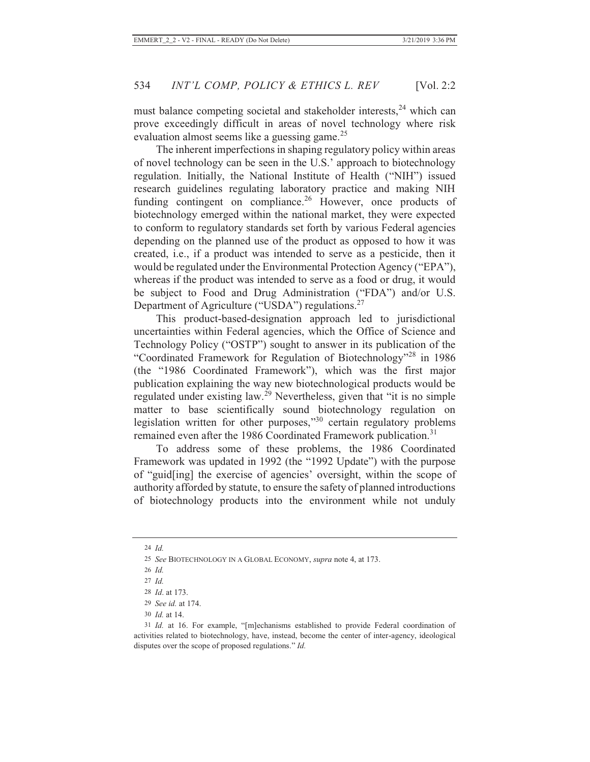must balance competing societal and stakeholder interests,[24] which can prove exceedingly difficult in areas of novel technology where risk evaluation almost seems like a guessing game.[25]

The inherent imperfections in shaping regulatory policy within areas of novel technology can be seen in the U.S.' approach to biotechnology regulation. Initially, the National Institute of Health ("NIH") issued research guidelines regulating laboratory practice and making NIH funding contingent on compliance.[26] However, once products of biotechnology emerged within the national market, they were expected to conform to regulatory standards set forth by various Federal agencies depending on the planned use of the product as opposed to how it was created, i.e., if a product was intended to serve as a pesticide, then it would be regulated under the Environmental Protection Agency ("EPA"), whereas if the product was intended to serve as a food or drug, it would be subject to Food and Drug Administration ("FDA") and/or U.S. Department of Agriculture ("USDA") regulations.[27]

This product-based-designation approach led to jurisdictional uncertainties within Federal agencies, which the Office of Science and Technology Policy ("OSTP") sought to answer in its publication of the "Coordinated Framework for Regulation of Biotechnology"[28] in 1986 (the "1986 Coordinated Framework"), which was the first major publication explaining the way new biotechnological products would be regulated under existing law.[29] Nevertheless, given that "it is no simple matter to base scientifically sound biotechnology regulation on legislation written for other purposes,"[30] certain regulatory problems remained even after the 1986 Coordinated Framework publication.[31]

To address some of these problems, the 1986 Coordinated Framework was updated in 1992 (the "1992 Update") with the purpose of "guid[ing] the exercise of agencies' oversight, within the scope of authority afforded by statute, to ensure the safety of planned introductions of biotechnology products into the environment while not unduly

---

24 *Id.*

25 *See* BIOTECHNOLOGY IN A GLOBAL ECONOMY, *supra* note 4, at 173.

26 *Id.*

27 *Id.*

28 *Id*. at 173.

29 *See id.* at 174.

30 *Id.* at 14.

31 *Id.* at 16. For example, "[m]echanisms established to provide Federal coordination of activities related to biotechnology, have, instead, become the center of inter-agency, ideological disputes over the scope of proposed regulations." *Id.*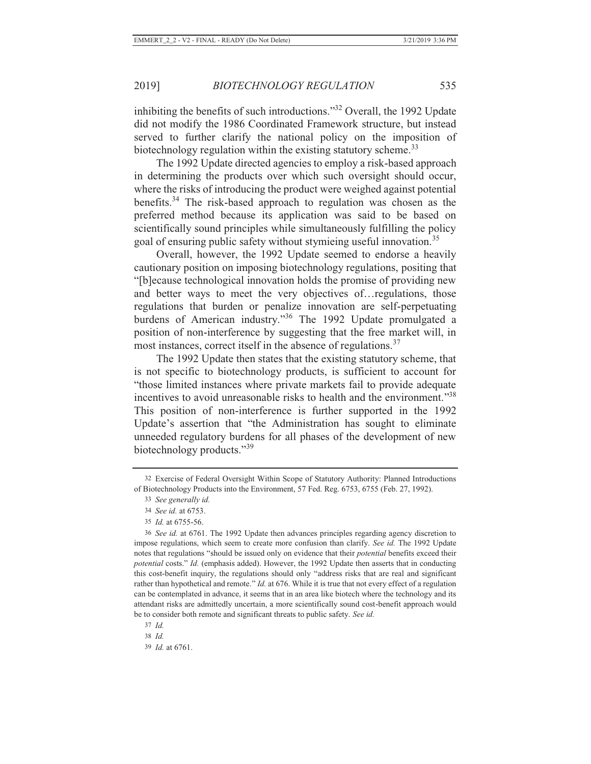inhibiting the benefits of such introductions."[32] Overall, the 1992 Update did not modify the 1986 Coordinated Framework structure, but instead served to further clarify the national policy on the imposition of biotechnology regulation within the existing statutory scheme.[33]

The 1992 Update directed agencies to employ a risk-based approach in determining the products over which such oversight should occur, where the risks of introducing the product were weighed against potential benefits.[34] The risk-based approach to regulation was chosen as the preferred method because its application was said to be based on scientifically sound principles while simultaneously fulfilling the policy goal of ensuring public safety without stymieing useful innovation.[35]

Overall, however, the 1992 Update seemed to endorse a heavily cautionary position on imposing biotechnology regulations, positing that "[b]ecause technological innovation holds the promise of providing new and better ways to meet the very objectives of…regulations, those regulations that burden or penalize innovation are self-perpetuating burdens of American industry."[36] The 1992 Update promulgated a position of non-interference by suggesting that the free market will, in most instances, correct itself in the absence of regulations.[37]

The 1992 Update then states that the existing statutory scheme, that is not specific to biotechnology products, is sufficient to account for "those limited instances where private markets fail to provide adequate incentives to avoid unreasonable risks to health and the environment."[38] This position of non-interference is further supported in the 1992 Update's assertion that "the Administration has sought to eliminate unneeded regulatory burdens for all phases of the development of new biotechnology products."[39]

---

32 Exercise of Federal Oversight Within Scope of Statutory Authority: Planned Introductions of Biotechnology Products into the Environment, 57 Fed. Reg. 6753, 6755 (Feb. 27, 1992).

33 *See generally id.*

34 *See id.* at 6753.

35 *Id.* at 6755-56.

36 *See id.* at 6761. The 1992 Update then advances principles regarding agency discretion to impose regulations, which seem to create more confusion than clarify. *See id.* The 1992 Update notes that regulations "should be issued only on evidence that their *potential* benefits exceed their *potential* costs." *Id.* (emphasis added). However, the 1992 Update then asserts that in conducting this cost-benefit inquiry, the regulations should only "address risks that are real and significant rather than hypothetical and remote." *Id.* at 676. While it is true that not every effect of a regulation can be contemplated in advance, it seems that in an area like biotech where the technology and its attendant risks are admittedly uncertain, a more scientifically sound cost-benefit approach would be to consider both remote and significant threats to public safety. *See id.*

37 *Id.*

38 *Id.*

39 *Id.* at 6761.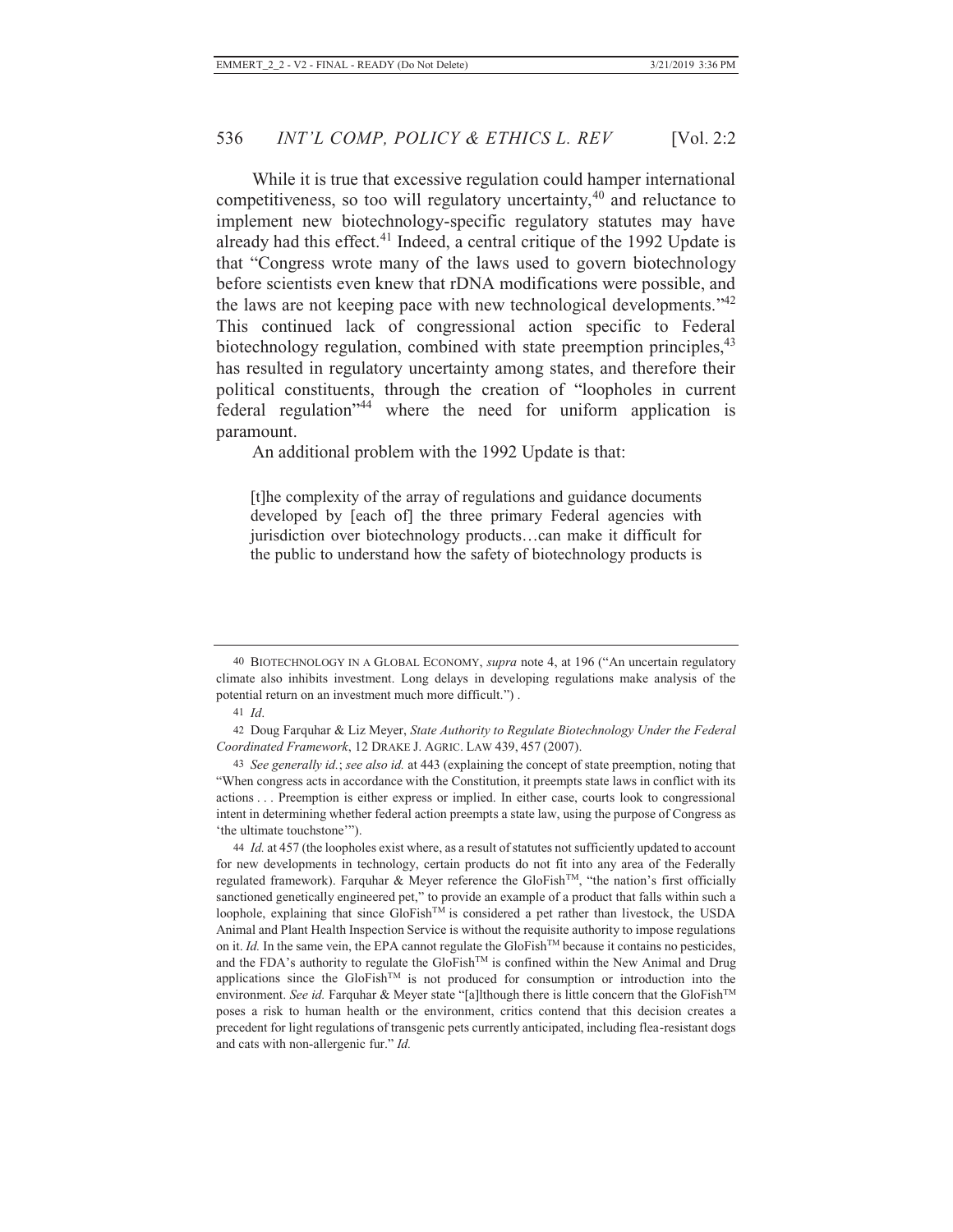While it is true that excessive regulation could hamper international competitiveness, so too will regulatory uncertainty,[40] and reluctance to implement new biotechnology-specific regulatory statutes may have already had this effect.[41] Indeed, a central critique of the 1992 Update is that "Congress wrote many of the laws used to govern biotechnology before scientists even knew that rDNA modifications were possible, and the laws are not keeping pace with new technological developments."[42] This continued lack of congressional action specific to Federal biotechnology regulation, combined with state preemption principles,[43] has resulted in regulatory uncertainty among states, and therefore their political constituents, through the creation of "loopholes in current federal regulation"[44] where the need for uniform application is paramount.

An additional problem with the 1992 Update is that:

> [t]he complexity of the array of regulations and guidance documents developed by [each of] the three primary Federal agencies with jurisdiction over biotechnology products…can make it difficult for the public to understand how the safety of biotechnology products is

---

40 BIOTECHNOLOGY IN A GLOBAL ECONOMY, *supra* note 4, at 196 ("An uncertain regulatory climate also inhibits investment. Long delays in developing regulations make analysis of the potential return on an investment much more difficult.") .

41 *Id*.

42 Doug Farquhar & Liz Meyer, *State Authority to Regulate Biotechnology Under the Federal Coordinated Framework*, 12 DRAKE J. AGRIC. LAW 439, 457 (2007).

43 *See generally id.*; *see also id.* at 443 (explaining the concept of state preemption, noting that "When congress acts in accordance with the Constitution, it preempts state laws in conflict with its actions . . . Preemption is either express or implied. In either case, courts look to congressional intent in determining whether federal action preempts a state law, using the purpose of Congress as 'the ultimate touchstone'").

44 *Id.* at 457 (the loopholes exist where, as a result of statutes not sufficiently updated to account for new developments in technology, certain products do not fit into any area of the Federally regulated framework). Farquhar & Meyer reference the GloFish™, "the nation's first officially sanctioned genetically engineered pet," to provide an example of a product that falls within such a loophole, explaining that since GloFish™ is considered a pet rather than livestock, the USDA Animal and Plant Health Inspection Service is without the requisite authority to impose regulations on it. *Id.* In the same vein, the EPA cannot regulate the GloFish™ because it contains no pesticides, and the FDA's authority to regulate the GloFish™ is confined within the New Animal and Drug applications since the GloFish™ is not produced for consumption or introduction into the environment. *See id.* Farquhar & Meyer state "[a]lthough there is little concern that the GloFish™ poses a risk to human health or the environment, critics contend that this decision creates a precedent for light regulations of transgenic pets currently anticipated, including flea-resistant dogs and cats with non-allergenic fur." *Id.*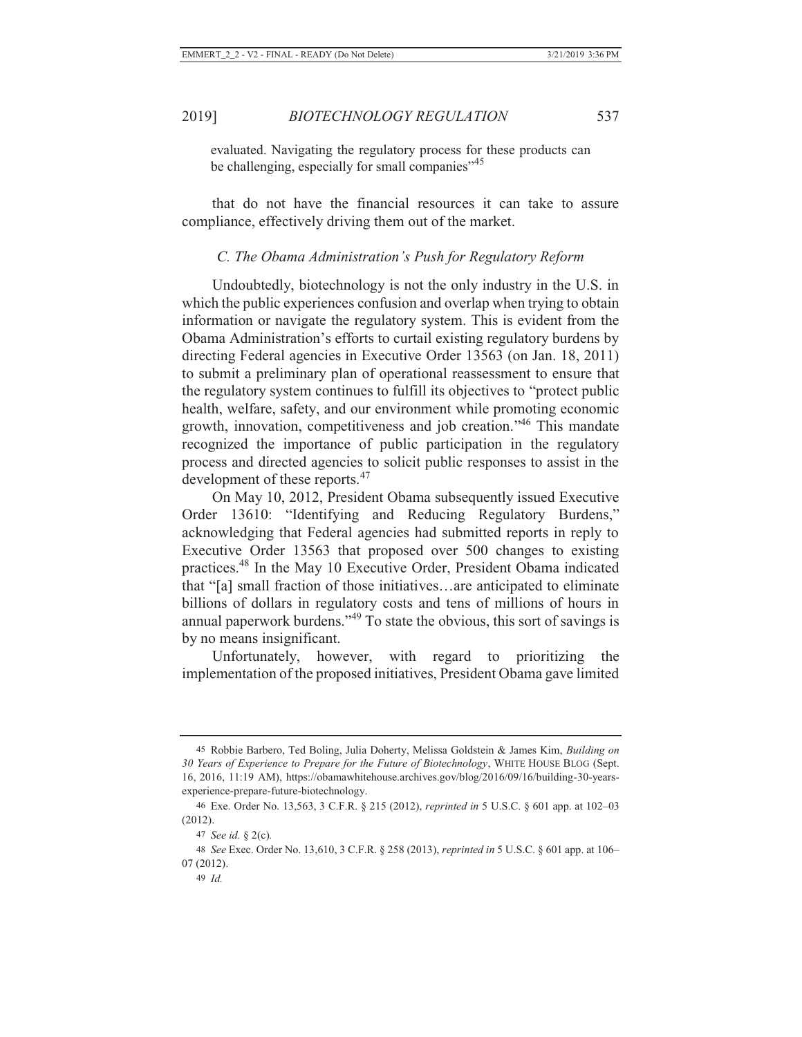> evaluated. Navigating the regulatory process for these products can be challenging, especially for small companies"[45]

that do not have the financial resources it can take to assure compliance, effectively driving them out of the market.

### *C. The Obama Administration's Push for Regulatory Reform*

Undoubtedly, biotechnology is not the only industry in the U.S. in which the public experiences confusion and overlap when trying to obtain information or navigate the regulatory system. This is evident from the Obama Administration's efforts to curtail existing regulatory burdens by directing Federal agencies in Executive Order 13563 (on Jan. 18, 2011) to submit a preliminary plan of operational reassessment to ensure that the regulatory system continues to fulfill its objectives to "protect public health, welfare, safety, and our environment while promoting economic growth, innovation, competitiveness and job creation."[46] This mandate recognized the importance of public participation in the regulatory process and directed agencies to solicit public responses to assist in the development of these reports.[47]

On May 10, 2012, President Obama subsequently issued Executive Order 13610: "Identifying and Reducing Regulatory Burdens," acknowledging that Federal agencies had submitted reports in reply to Executive Order 13563 that proposed over 500 changes to existing practices.[48] In the May 10 Executive Order, President Obama indicated that "[a] small fraction of those initiatives…are anticipated to eliminate billions of dollars in regulatory costs and tens of millions of hours in annual paperwork burdens."[49] To state the obvious, this sort of savings is by no means insignificant.

Unfortunately, however, with regard to prioritizing the implementation of the proposed initiatives, President Obama gave limited

---

45 Robbie Barbero, Ted Boling, Julia Doherty, Melissa Goldstein & James Kim, *Building on 30 Years of Experience to Prepare for the Future of Biotechnology*, WHITE HOUSE BLOG (Sept. 16, 2016, 11:19 AM), https://obamawhitehouse.archives.gov/blog/2016/09/16/building-30-years-experience-prepare-future-biotechnology.

46 Exe. Order No. 13,563, 3 C.F.R. § 215 (2012), *reprinted in* 5 U.S.C. § 601 app. at 102–03 (2012).

47 *See id.* § 2(c).

48 *See* Exec. Order No. 13,610, 3 C.F.R. § 258 (2013), *reprinted in* 5 U.S.C. § 601 app. at 106–07 (2012).

49 *Id.*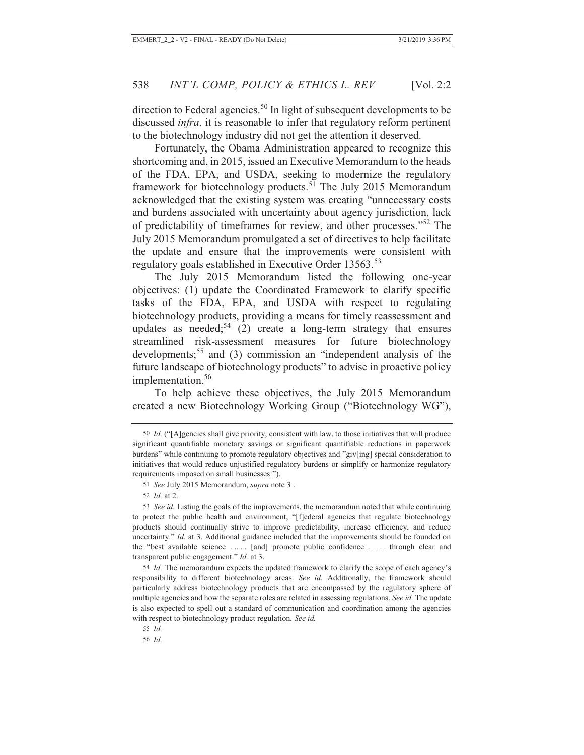direction to Federal agencies.[50] In light of subsequent developments to be discussed *infra*, it is reasonable to infer that regulatory reform pertinent to the biotechnology industry did not get the attention it deserved.

Fortunately, the Obama Administration appeared to recognize this shortcoming and, in 2015, issued an Executive Memorandum to the heads of the FDA, EPA, and USDA, seeking to modernize the regulatory framework for biotechnology products.[51] The July 2015 Memorandum acknowledged that the existing system was creating "unnecessary costs and burdens associated with uncertainty about agency jurisdiction, lack of predictability of timeframes for review, and other processes."[52] The July 2015 Memorandum promulgated a set of directives to help facilitate the update and ensure that the improvements were consistent with regulatory goals established in Executive Order 13563.[53]

The July 2015 Memorandum listed the following one-year objectives: (1) update the Coordinated Framework to clarify specific tasks of the FDA, EPA, and USDA with respect to regulating biotechnology products, providing a means for timely reassessment and updates as needed;[54] (2) create a long-term strategy that ensures streamlined risk-assessment measures for future biotechnology developments;[55] and (3) commission an "independent analysis of the future landscape of biotechnology products" to advise in proactive policy implementation.[56]

To help achieve these objectives, the July 2015 Memorandum created a new Biotechnology Working Group ("Biotechnology WG"),

---

50 *Id.* ("[A]gencies shall give priority, consistent with law, to those initiatives that will produce significant quantifiable monetary savings or significant quantifiable reductions in paperwork burdens" while continuing to promote regulatory objectives and "giv[ing] special consideration to initiatives that would reduce unjustified regulatory burdens or simplify or harmonize regulatory requirements imposed on small businesses.").

51 *See* July 2015 Memorandum, *supra* note 3 .

52 *Id.* at 2.

53 *See id.* Listing the goals of the improvements, the memorandum noted that while continuing to protect the public health and environment, "[f]ederal agencies that regulate biotechnology products should continually strive to improve predictability, increase efficiency, and reduce uncertainty." *Id.* at 3. Additional guidance included that the improvements should be founded on the "best available science . .. . . [and] promote public confidence . .. . . through clear and transparent public engagement." *Id.* at 3.

54 *Id.* The memorandum expects the updated framework to clarify the scope of each agency's responsibility to different biotechnology areas. *See id.* Additionally, the framework should particularly address biotechnology products that are encompassed by the regulatory sphere of multiple agencies and how the separate roles are related in assessing regulations. *See id.* The update is also expected to spell out a standard of communication and coordination among the agencies with respect to biotechnology product regulation. *See id.*

55 *Id.*

56 *Id.*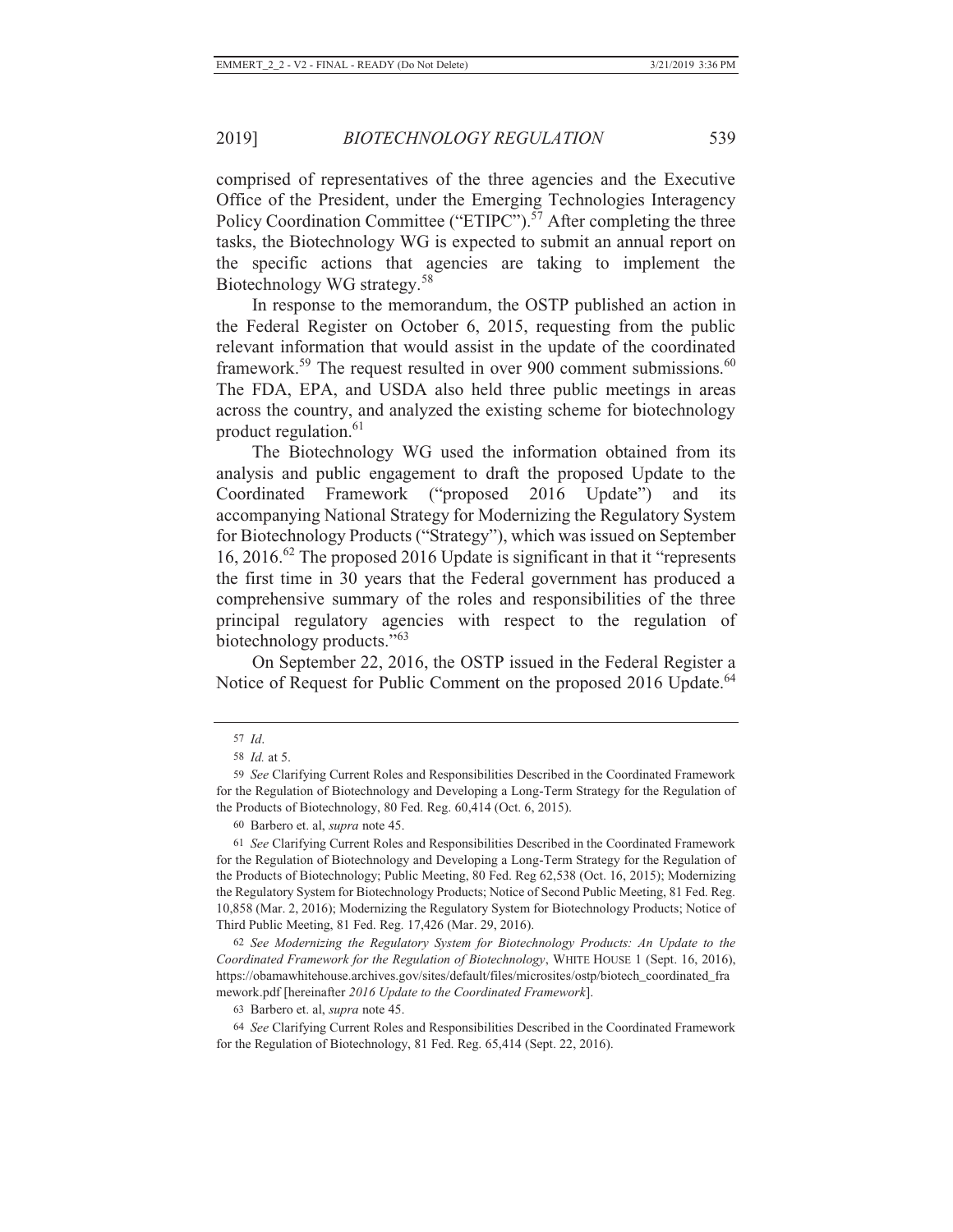comprised of representatives of the three agencies and the Executive Office of the President, under the Emerging Technologies Interagency Policy Coordination Committee ("ETIPC").[57] After completing the three tasks, the Biotechnology WG is expected to submit an annual report on the specific actions that agencies are taking to implement the Biotechnology WG strategy.[58]

In response to the memorandum, the OSTP published an action in the Federal Register on October 6, 2015, requesting from the public relevant information that would assist in the update of the coordinated framework.[59] The request resulted in over 900 comment submissions.[60] The FDA, EPA, and USDA also held three public meetings in areas across the country, and analyzed the existing scheme for biotechnology product regulation.[61]

The Biotechnology WG used the information obtained from its analysis and public engagement to draft the proposed Update to the Coordinated Framework ("proposed 2016 Update") and its accompanying National Strategy for Modernizing the Regulatory System for Biotechnology Products ("Strategy"), which was issued on September 16, 2016.[62] The proposed 2016 Update is significant in that it "represents the first time in 30 years that the Federal government has produced a comprehensive summary of the roles and responsibilities of the three principal regulatory agencies with respect to the regulation of biotechnology products."[63]

On September 22, 2016, the OSTP issued in the Federal Register a Notice of Request for Public Comment on the proposed 2016 Update.[64]

---

57 *Id*.

58 *Id.* at 5.

59 *See* Clarifying Current Roles and Responsibilities Described in the Coordinated Framework for the Regulation of Biotechnology and Developing a Long-Term Strategy for the Regulation of the Products of Biotechnology, 80 Fed. Reg. 60,414 (Oct. 6, 2015).

60 Barbero et. al, *supra* note 45.

61 *See* Clarifying Current Roles and Responsibilities Described in the Coordinated Framework for the Regulation of Biotechnology and Developing a Long-Term Strategy for the Regulation of the Products of Biotechnology; Public Meeting, 80 Fed. Reg 62,538 (Oct. 16, 2015); Modernizing the Regulatory System for Biotechnology Products; Notice of Second Public Meeting, 81 Fed. Reg. 10,858 (Mar. 2, 2016); Modernizing the Regulatory System for Biotechnology Products; Notice of Third Public Meeting, 81 Fed. Reg. 17,426 (Mar. 29, 2016).

62 *See Modernizing the Regulatory System for Biotechnology Products: An Update to the Coordinated Framework for the Regulation of Biotechnology*, WHITE HOUSE 1 (Sept. 16, 2016), https://obamawhitehouse.archives.gov/sites/default/files/microsites/ostp/biotech_coordinated_framework.pdf [hereinafter *2016 Update to the Coordinated Framework*].

63 Barbero et. al, *supra* note 45.

64 *See* Clarifying Current Roles and Responsibilities Described in the Coordinated Framework for the Regulation of Biotechnology, 81 Fed. Reg. 65,414 (Sept. 22, 2016).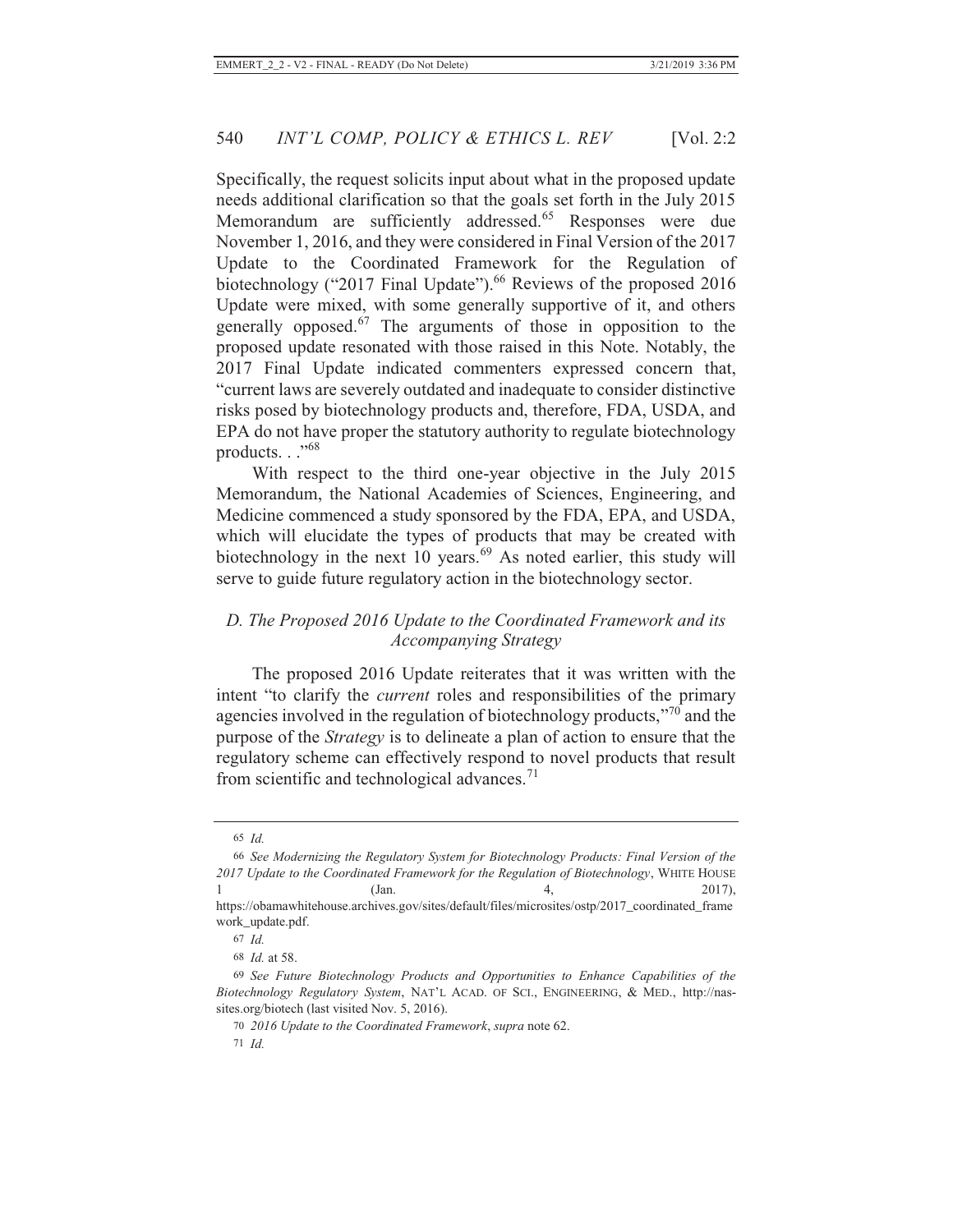Specifically, the request solicits input about what in the proposed update needs additional clarification so that the goals set forth in the July 2015 Memorandum are sufficiently addressed.[65] Responses were due November 1, 2016, and they were considered in Final Version of the 2017 Update to the Coordinated Framework for the Regulation of biotechnology ("2017 Final Update").[66] Reviews of the proposed 2016 Update were mixed, with some generally supportive of it, and others generally opposed.[67] The arguments of those in opposition to the proposed update resonated with those raised in this Note. Notably, the 2017 Final Update indicated commenters expressed concern that, "current laws are severely outdated and inadequate to consider distinctive risks posed by biotechnology products and, therefore, FDA, USDA, and EPA do not have proper the statutory authority to regulate biotechnology products. . ."[68]

With respect to the third one-year objective in the July 2015 Memorandum, the National Academies of Sciences, Engineering, and Medicine commenced a study sponsored by the FDA, EPA, and USDA, which will elucidate the types of products that may be created with biotechnology in the next 10 years.[69] As noted earlier, this study will serve to guide future regulatory action in the biotechnology sector.

### *D. The Proposed 2016 Update to the Coordinated Framework and its Accompanying Strategy*

The proposed 2016 Update reiterates that it was written with the intent "to clarify the *current* roles and responsibilities of the primary agencies involved in the regulation of biotechnology products,"[70] and the purpose of the *Strategy* is to delineate a plan of action to ensure that the regulatory scheme can effectively respond to novel products that result from scientific and technological advances.[71]

---

65 *Id.*

66 *See Modernizing the Regulatory System for Biotechnology Products: Final Version of the 2017 Update to the Coordinated Framework for the Regulation of Biotechnology*, WHITE HOUSE 1 (Jan. 4, 2017), https://obamawhitehouse.archives.gov/sites/default/files/microsites/ostp/2017_coordinated_framework_update.pdf.

67 *Id.*

68 *Id.* at 58.

69 *See Future Biotechnology Products and Opportunities to Enhance Capabilities of the Biotechnology Regulatory System*, NAT'L ACAD. OF SCI., ENGINEERING, & MED., http://nas-sites.org/biotech (last visited Nov. 5, 2016).

70 *2016 Update to the Coordinated Framework*, *supra* note 62.

71 *Id.*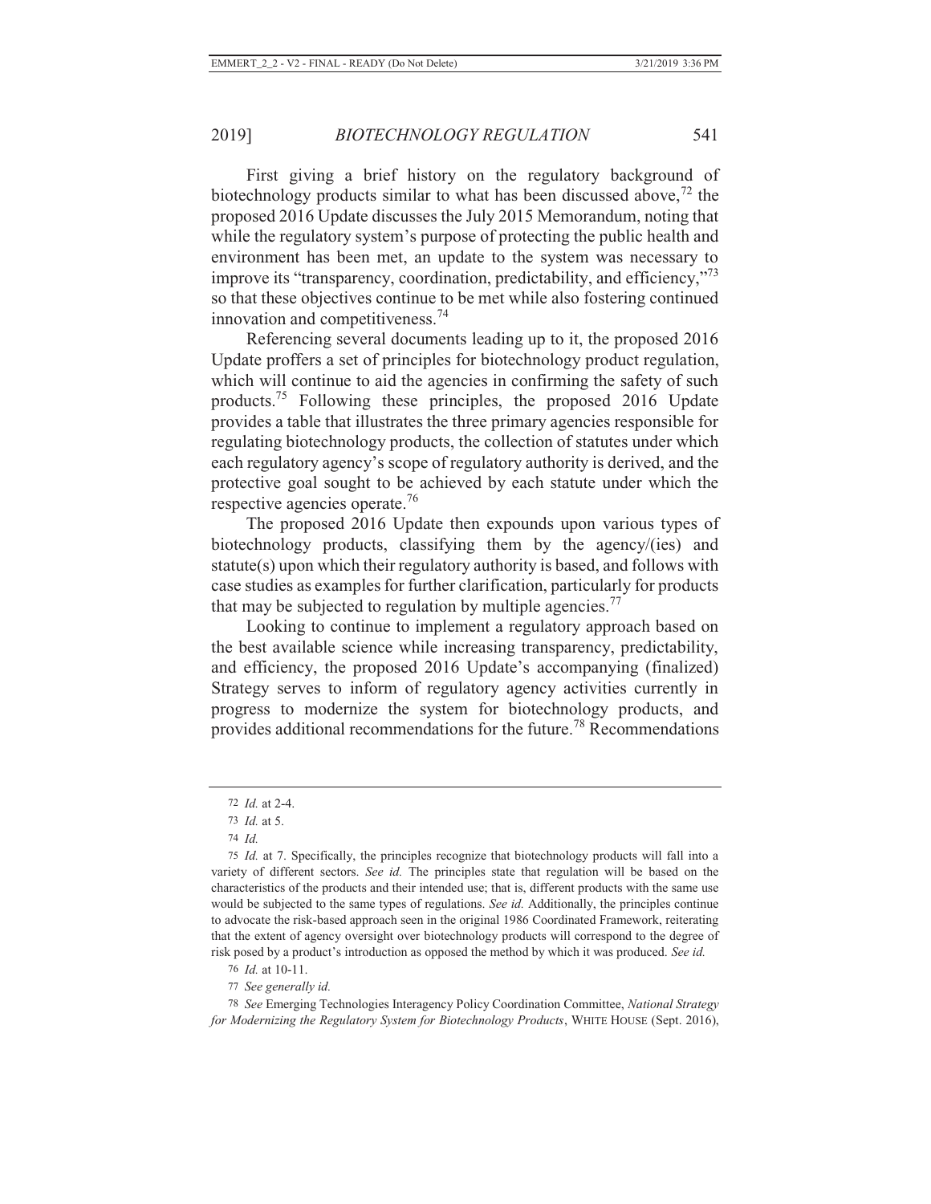First giving a brief history on the regulatory background of biotechnology products similar to what has been discussed above,[72] the proposed 2016 Update discusses the July 2015 Memorandum, noting that while the regulatory system's purpose of protecting the public health and environment has been met, an update to the system was necessary to improve its "transparency, coordination, predictability, and efficiency,"[73] so that these objectives continue to be met while also fostering continued innovation and competitiveness.[74]

Referencing several documents leading up to it, the proposed 2016 Update proffers a set of principles for biotechnology product regulation, which will continue to aid the agencies in confirming the safety of such products.[75] Following these principles, the proposed 2016 Update provides a table that illustrates the three primary agencies responsible for regulating biotechnology products, the collection of statutes under which each regulatory agency's scope of regulatory authority is derived, and the protective goal sought to be achieved by each statute under which the respective agencies operate.[76]

The proposed 2016 Update then expounds upon various types of biotechnology products, classifying them by the agency/(ies) and statute(s) upon which their regulatory authority is based, and follows with case studies as examples for further clarification, particularly for products that may be subjected to regulation by multiple agencies.[77]

Looking to continue to implement a regulatory approach based on the best available science while increasing transparency, predictability, and efficiency, the proposed 2016 Update's accompanying (finalized) Strategy serves to inform of regulatory agency activities currently in progress to modernize the system for biotechnology products, and provides additional recommendations for the future.[78] Recommendations

---

72 *Id.* at 2-4.

73 *Id.* at 5.

74 *Id.*

75 *Id.* at 7. Specifically, the principles recognize that biotechnology products will fall into a variety of different sectors. *See id.* The principles state that regulation will be based on the characteristics of the products and their intended use; that is, different products with the same use would be subjected to the same types of regulations. *See id.* Additionally, the principles continue to advocate the risk-based approach seen in the original 1986 Coordinated Framework, reiterating that the extent of agency oversight over biotechnology products will correspond to the degree of risk posed by a product's introduction as opposed the method by which it was produced. *See id.*

76 *Id.* at 10-11.

77 *See generally id.*

78 *See* Emerging Technologies Interagency Policy Coordination Committee, *National Strategy for Modernizing the Regulatory System for Biotechnology Products*, WHITE HOUSE (Sept. 2016),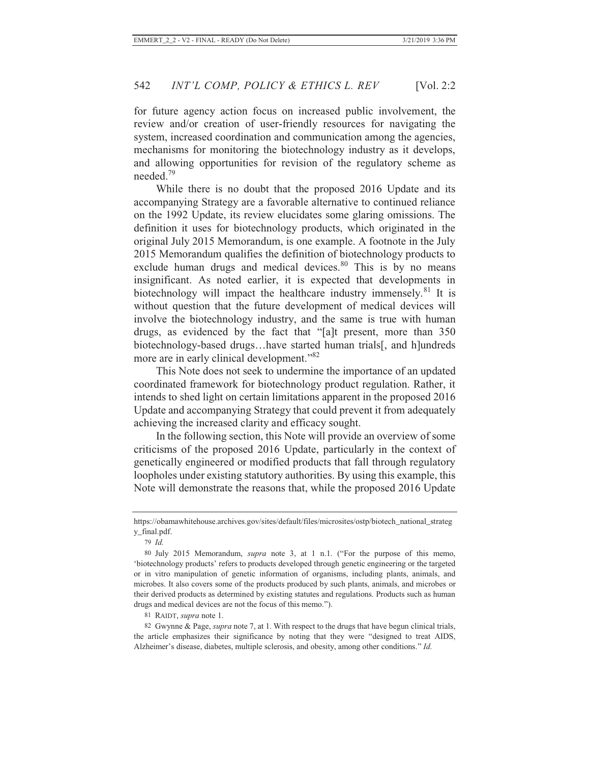for future agency action focus on increased public involvement, the review and/or creation of user-friendly resources for navigating the system, increased coordination and communication among the agencies, mechanisms for monitoring the biotechnology industry as it develops, and allowing opportunities for revision of the regulatory scheme as needed.[79]

While there is no doubt that the proposed 2016 Update and its accompanying Strategy are a favorable alternative to continued reliance on the 1992 Update, its review elucidates some glaring omissions. The definition it uses for biotechnology products, which originated in the original July 2015 Memorandum, is one example. A footnote in the July 2015 Memorandum qualifies the definition of biotechnology products to exclude human drugs and medical devices.[80] This is by no means insignificant. As noted earlier, it is expected that developments in biotechnology will impact the healthcare industry immensely.[81] It is without question that the future development of medical devices will involve the biotechnology industry, and the same is true with human drugs, as evidenced by the fact that "[a]t present, more than 350 biotechnology-based drugs…have started human trials[, and h]undreds more are in early clinical development."[82]

This Note does not seek to undermine the importance of an updated coordinated framework for biotechnology product regulation. Rather, it intends to shed light on certain limitations apparent in the proposed 2016 Update and accompanying Strategy that could prevent it from adequately achieving the increased clarity and efficacy sought.

In the following section, this Note will provide an overview of some criticisms of the proposed 2016 Update, particularly in the context of genetically engineered or modified products that fall through regulatory loopholes under existing statutory authorities. By using this example, this Note will demonstrate the reasons that, while the proposed 2016 Update

---

https://obamawhitehouse.archives.gov/sites/default/files/microsites/ostp/biotech_national_strategy_final.pdf.

79 *Id.*

80 July 2015 Memorandum, *supra* note 3, at 1 n.1. ("For the purpose of this memo, 'biotechnology products' refers to products developed through genetic engineering or the targeted or in vitro manipulation of genetic information of organisms, including plants, animals, and microbes. It also covers some of the products produced by such plants, animals, and microbes or their derived products as determined by existing statutes and regulations. Products such as human drugs and medical devices are not the focus of this memo.").

81 RAIDT, *supra* note 1.

82 Gwynne & Page, *supra* note 7, at 1. With respect to the drugs that have begun clinical trials, the article emphasizes their significance by noting that they were "designed to treat AIDS, Alzheimer's disease, diabetes, multiple sclerosis, and obesity, among other conditions." *Id.*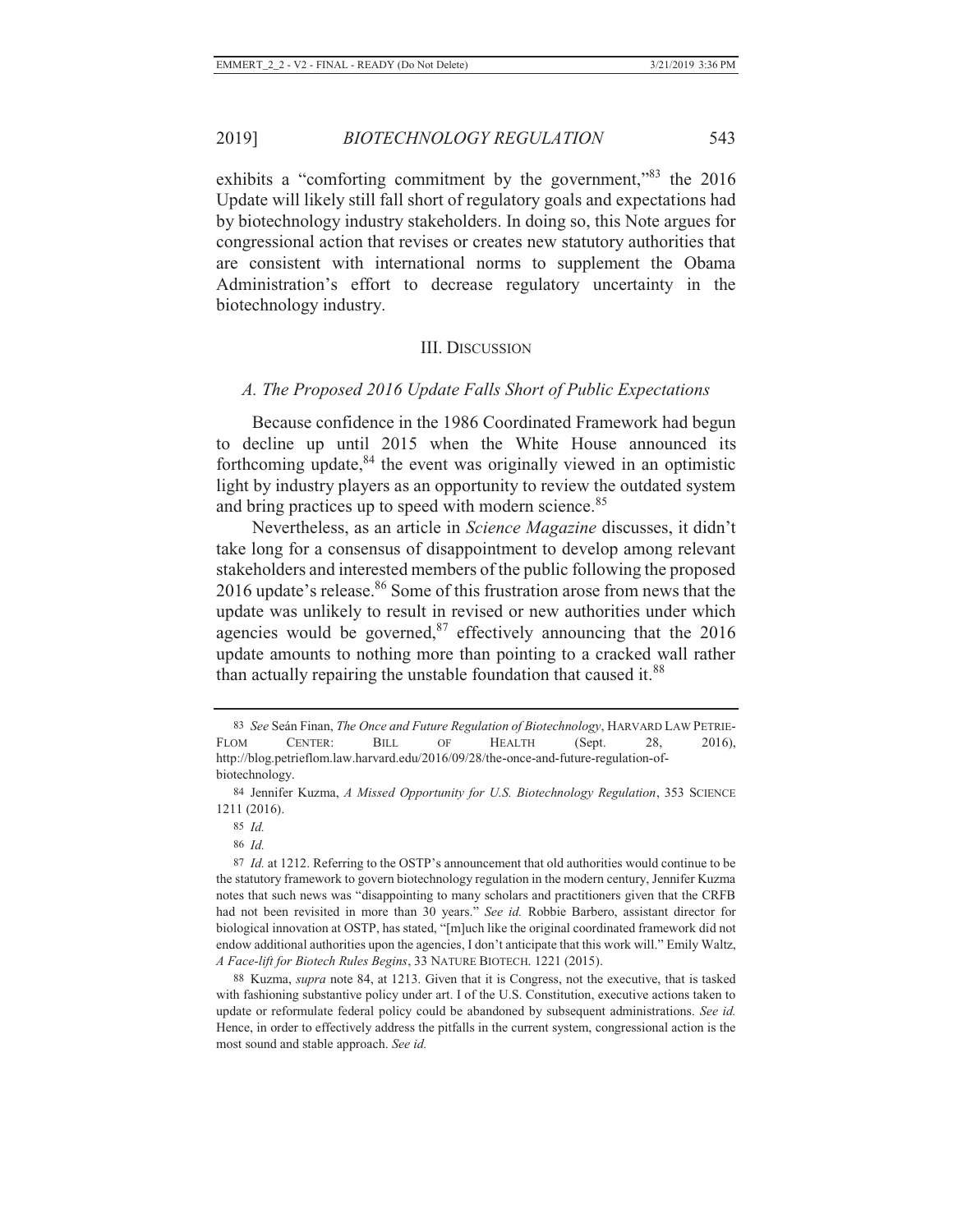exhibits a "comforting commitment by the government,"[83] the 2016 Update will likely still fall short of regulatory goals and expectations had by biotechnology industry stakeholders. In doing so, this Note argues for congressional action that revises or creates new statutory authorities that are consistent with international norms to supplement the Obama Administration's effort to decrease regulatory uncertainty in the biotechnology industry.

## III. Discussion

### *A. The Proposed 2016 Update Falls Short of Public Expectations*

Because confidence in the 1986 Coordinated Framework had begun to decline up until 2015 when the White House announced its forthcoming update,[84] the event was originally viewed in an optimistic light by industry players as an opportunity to review the outdated system and bring practices up to speed with modern science.[85]

Nevertheless, as an article in *Science Magazine* discusses, it didn't take long for a consensus of disappointment to develop among relevant stakeholders and interested members of the public following the proposed 2016 update's release.[86] Some of this frustration arose from news that the update was unlikely to result in revised or new authorities under which agencies would be governed,[87] effectively announcing that the 2016 update amounts to nothing more than pointing to a cracked wall rather than actually repairing the unstable foundation that caused it.[88]

---

83 *See* Seán Finan, *The Once and Future Regulation of Biotechnology*, HARVARD LAW PETRIE-FLOM CENTER: BILL OF HEALTH (Sept. 28, 2016), http://blog.petrieflom.law.harvard.edu/2016/09/28/the-once-and-future-regulation-of-biotechnology.

84 Jennifer Kuzma, *A Missed Opportunity for U.S. Biotechnology Regulation*, 353 SCIENCE 1211 (2016).

85 *Id.*

86 *Id.*

87 *Id.* at 1212. Referring to the OSTP's announcement that old authorities would continue to be the statutory framework to govern biotechnology regulation in the modern century, Jennifer Kuzma notes that such news was "disappointing to many scholars and practitioners given that the CRFB had not been revisited in more than 30 years." *See id.* Robbie Barbero, assistant director for biological innovation at OSTP, has stated, "[m]uch like the original coordinated framework did not endow additional authorities upon the agencies, I don't anticipate that this work will." Emily Waltz, *A Face-lift for Biotech Rules Begins*, 33 NATURE BIOTECH. 1221 (2015).

88 Kuzma, *supra* note 84, at 1213. Given that it is Congress, not the executive, that is tasked with fashioning substantive policy under art. I of the U.S. Constitution, executive actions taken to update or reformulate federal policy could be abandoned by subsequent administrations. *See id.* Hence, in order to effectively address the pitfalls in the current system, congressional action is the most sound and stable approach. *See id.*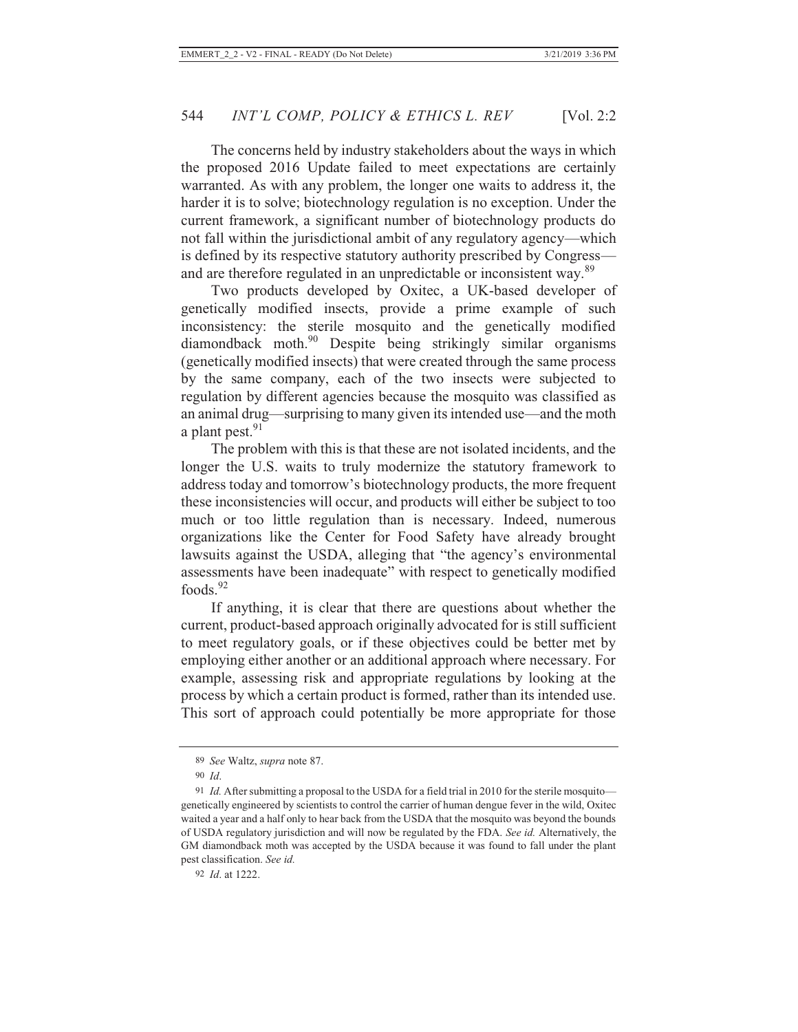The concerns held by industry stakeholders about the ways in which the proposed 2016 Update failed to meet expectations are certainly warranted. As with any problem, the longer one waits to address it, the harder it is to solve; biotechnology regulation is no exception. Under the current framework, a significant number of biotechnology products do not fall within the jurisdictional ambit of any regulatory agency—which is defined by its respective statutory authority prescribed by Congress—and are therefore regulated in an unpredictable or inconsistent way.[89]

Two products developed by Oxitec, a UK-based developer of genetically modified insects, provide a prime example of such inconsistency: the sterile mosquito and the genetically modified diamondback moth.[90] Despite being strikingly similar organisms (genetically modified insects) that were created through the same process by the same company, each of the two insects were subjected to regulation by different agencies because the mosquito was classified as an animal drug—surprising to many given its intended use—and the moth a plant pest.[91]

The problem with this is that these are not isolated incidents, and the longer the U.S. waits to truly modernize the statutory framework to address today and tomorrow's biotechnology products, the more frequent these inconsistencies will occur, and products will either be subject to too much or too little regulation than is necessary. Indeed, numerous organizations like the Center for Food Safety have already brought lawsuits against the USDA, alleging that "the agency's environmental assessments have been inadequate" with respect to genetically modified foods.[92]

If anything, it is clear that there are questions about whether the current, product-based approach originally advocated for is still sufficient to meet regulatory goals, or if these objectives could be better met by employing either another or an additional approach where necessary. For example, assessing risk and appropriate regulations by looking at the process by which a certain product is formed, rather than its intended use. This sort of approach could potentially be more appropriate for those

---

89 *See* Waltz, *supra* note 87.

90 *Id*.

91 *Id.* After submitting a proposal to the USDA for a field trial in 2010 for the sterile mosquito—genetically engineered by scientists to control the carrier of human dengue fever in the wild, Oxitec waited a year and a half only to hear back from the USDA that the mosquito was beyond the bounds of USDA regulatory jurisdiction and will now be regulated by the FDA. *See id.* Alternatively, the GM diamondback moth was accepted by the USDA because it was found to fall under the plant pest classification. *See id.*

92 *Id*. at 1222.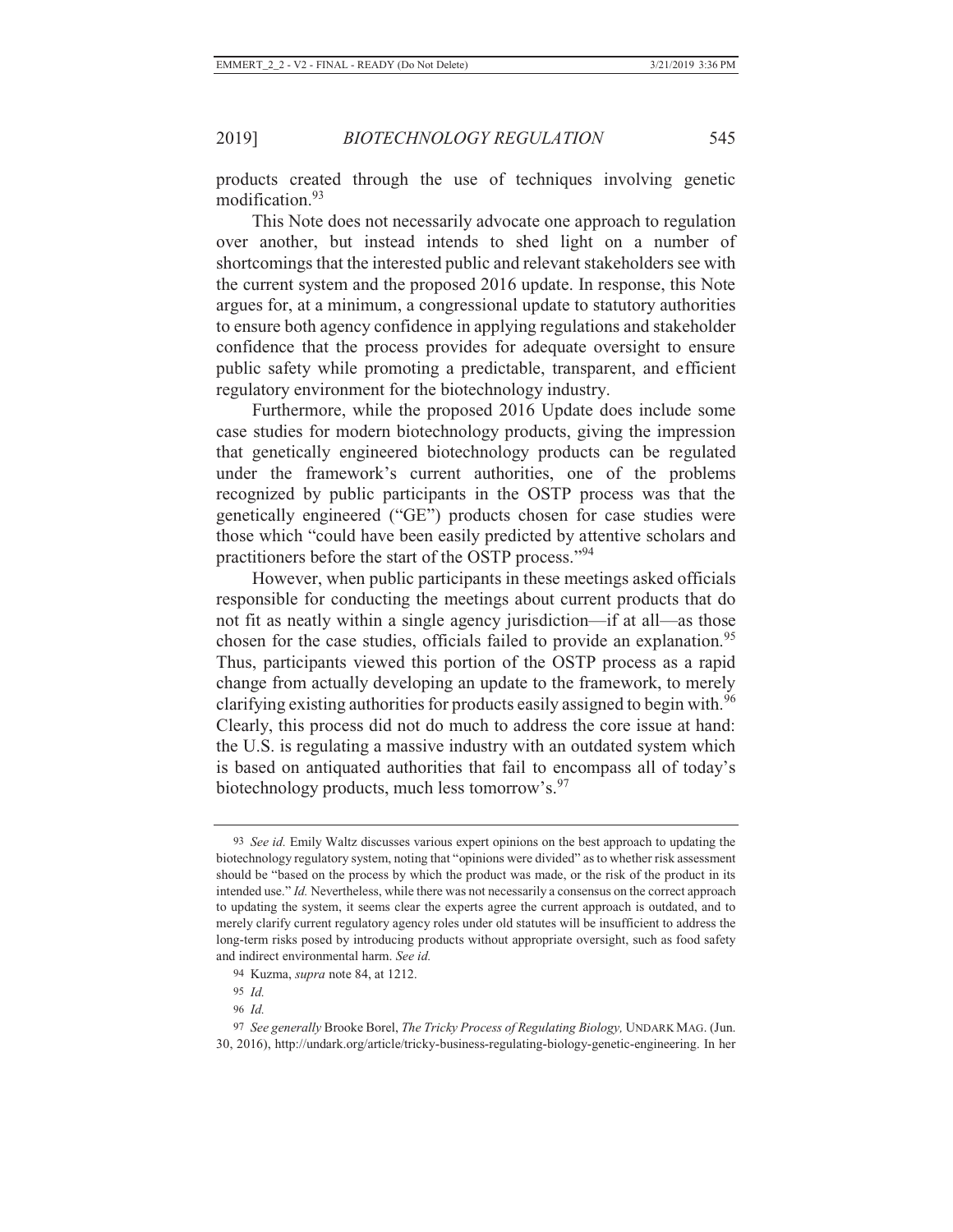products created through the use of techniques involving genetic modification.[93]

This Note does not necessarily advocate one approach to regulation over another, but instead intends to shed light on a number of shortcomings that the interested public and relevant stakeholders see with the current system and the proposed 2016 update. In response, this Note argues for, at a minimum, a congressional update to statutory authorities to ensure both agency confidence in applying regulations and stakeholder confidence that the process provides for adequate oversight to ensure public safety while promoting a predictable, transparent, and efficient regulatory environment for the biotechnology industry.

Furthermore, while the proposed 2016 Update does include some case studies for modern biotechnology products, giving the impression that genetically engineered biotechnology products can be regulated under the framework's current authorities, one of the problems recognized by public participants in the OSTP process was that the genetically engineered ("GE") products chosen for case studies were those which "could have been easily predicted by attentive scholars and practitioners before the start of the OSTP process."[94]

However, when public participants in these meetings asked officials responsible for conducting the meetings about current products that do not fit as neatly within a single agency jurisdiction—if at all—as those chosen for the case studies, officials failed to provide an explanation.[95] Thus, participants viewed this portion of the OSTP process as a rapid change from actually developing an update to the framework, to merely clarifying existing authorities for products easily assigned to begin with.[96] Clearly, this process did not do much to address the core issue at hand: the U.S. is regulating a massive industry with an outdated system which is based on antiquated authorities that fail to encompass all of today's biotechnology products, much less tomorrow's.[97]

---

93 *See id.* Emily Waltz discusses various expert opinions on the best approach to updating the biotechnology regulatory system, noting that "opinions were divided" as to whether risk assessment should be "based on the process by which the product was made, or the risk of the product in its intended use." *Id.* Nevertheless, while there was not necessarily a consensus on the correct approach to updating the system, it seems clear the experts agree the current approach is outdated, and to merely clarify current regulatory agency roles under old statutes will be insufficient to address the long-term risks posed by introducing products without appropriate oversight, such as food safety and indirect environmental harm. *See id.*

94 Kuzma, *supra* note 84, at 1212.

95 *Id.*

96 *Id.*

97 *See generally* Brooke Borel, *The Tricky Process of Regulating Biology,* UNDARK MAG. (Jun. 30, 2016), http://undark.org/article/tricky-business-regulating-biology-genetic-engineering. In her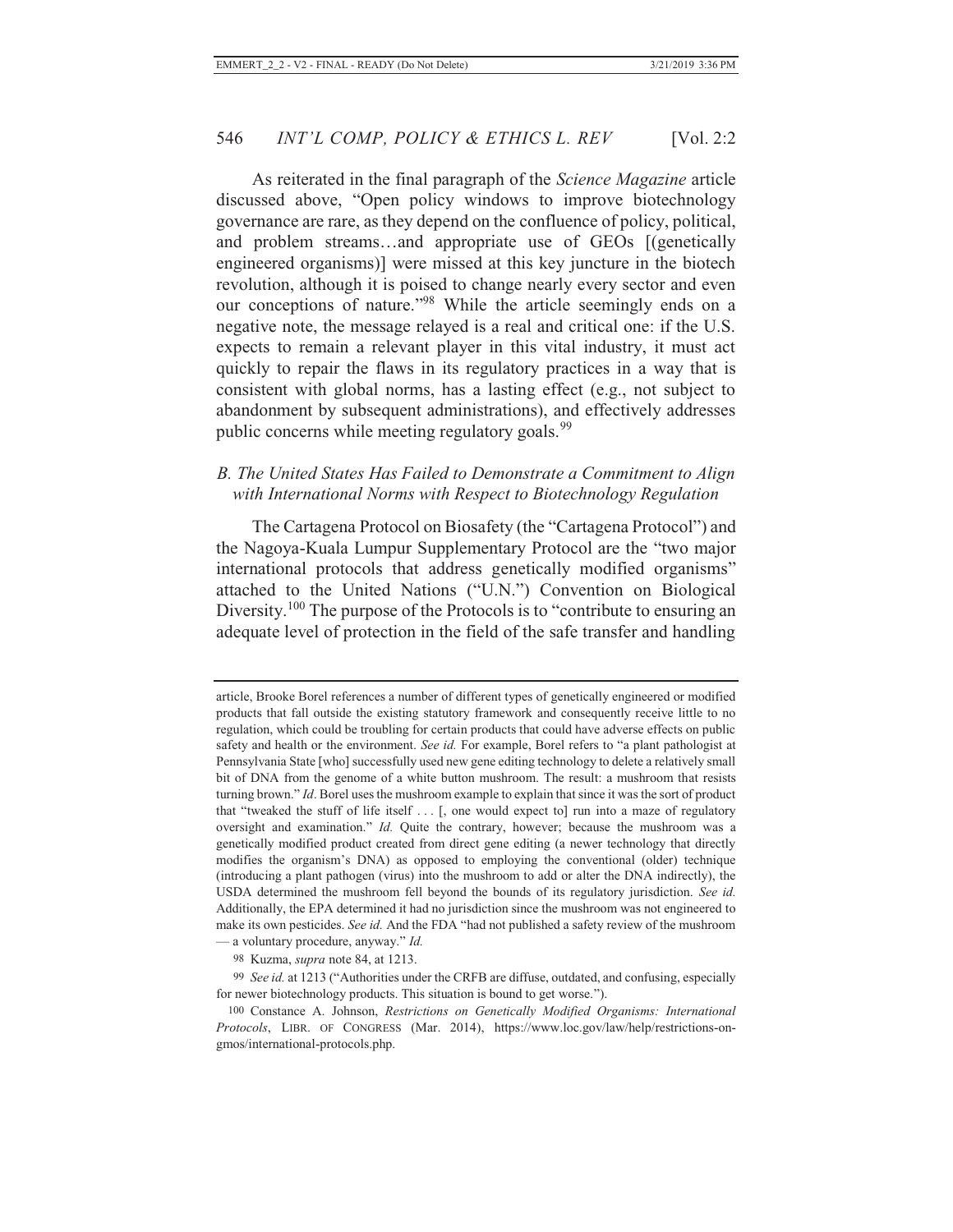As reiterated in the final paragraph of the *Science Magazine* article discussed above, "Open policy windows to improve biotechnology governance are rare, as they depend on the confluence of policy, political, and problem streams…and appropriate use of GEOs [(genetically engineered organisms)] were missed at this key juncture in the biotech revolution, although it is poised to change nearly every sector and even our conceptions of nature."[98] While the article seemingly ends on a negative note, the message relayed is a real and critical one: if the U.S. expects to remain a relevant player in this vital industry, it must act quickly to repair the flaws in its regulatory practices in a way that is consistent with global norms, has a lasting effect (e.g., not subject to abandonment by subsequent administrations), and effectively addresses public concerns while meeting regulatory goals.[99]

### *B. The United States Has Failed to Demonstrate a Commitment to Align with International Norms with Respect to Biotechnology Regulation*

The Cartagena Protocol on Biosafety (the "Cartagena Protocol") and the Nagoya-Kuala Lumpur Supplementary Protocol are the "two major international protocols that address genetically modified organisms" attached to the United Nations ("U.N.") Convention on Biological Diversity.[100] The purpose of the Protocols is to "contribute to ensuring an adequate level of protection in the field of the safe transfer and handling

---

article, Brooke Borel references a number of different types of genetically engineered or modified products that fall outside the existing statutory framework and consequently receive little to no regulation, which could be troubling for certain products that could have adverse effects on public safety and health or the environment. *See id.* For example, Borel refers to "a plant pathologist at Pennsylvania State [who] successfully used new gene editing technology to delete a relatively small bit of DNA from the genome of a white button mushroom. The result: a mushroom that resists turning brown." *Id*. Borel uses the mushroom example to explain that since it was the sort of product that "tweaked the stuff of life itself . . . [, one would expect to] run into a maze of regulatory oversight and examination." *Id.* Quite the contrary, however; because the mushroom was a genetically modified product created from direct gene editing (a newer technology that directly modifies the organism's DNA) as opposed to employing the conventional (older) technique (introducing a plant pathogen (virus) into the mushroom to add or alter the DNA indirectly), the USDA determined the mushroom fell beyond the bounds of its regulatory jurisdiction. *See id.* Additionally, the EPA determined it had no jurisdiction since the mushroom was not engineered to make its own pesticides. *See id.* And the FDA "had not published a safety review of the mushroom — a voluntary procedure, anyway." *Id.*

[98] Kuzma, *supra* note 84, at 1213.

[99] *See id.* at 1213 ("Authorities under the CRFB are diffuse, outdated, and confusing, especially for newer biotechnology products. This situation is bound to get worse.").

[100] Constance A. Johnson, *Restrictions on Genetically Modified Organisms: International Protocols*, LIBR. OF CONGRESS (Mar. 2014), https://www.loc.gov/law/help/restrictions-on-gmos/international-protocols.php.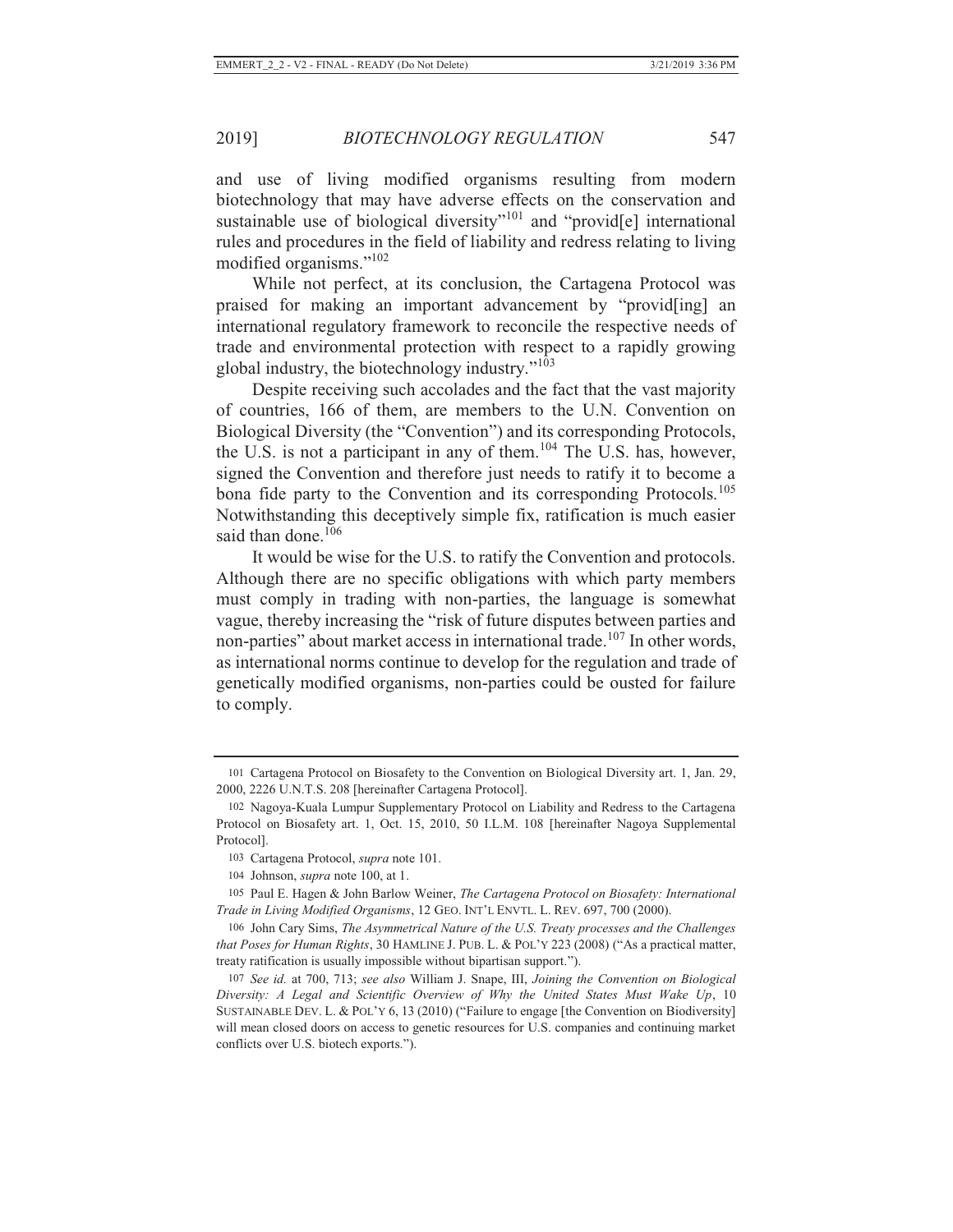and use of living modified organisms resulting from modern biotechnology that may have adverse effects on the conservation and sustainable use of biological diversity"[101] and "provid[e] international rules and procedures in the field of liability and redress relating to living modified organisms."[102]

While not perfect, at its conclusion, the Cartagena Protocol was praised for making an important advancement by "provid[ing] an international regulatory framework to reconcile the respective needs of trade and environmental protection with respect to a rapidly growing global industry, the biotechnology industry."[103]

Despite receiving such accolades and the fact that the vast majority of countries, 166 of them, are members to the U.N. Convention on Biological Diversity (the "Convention") and its corresponding Protocols, the U.S. is not a participant in any of them.[104] The U.S. has, however, signed the Convention and therefore just needs to ratify it to become a bona fide party to the Convention and its corresponding Protocols.[105] Notwithstanding this deceptively simple fix, ratification is much easier said than done.[106]

It would be wise for the U.S. to ratify the Convention and protocols. Although there are no specific obligations with which party members must comply in trading with non-parties, the language is somewhat vague, thereby increasing the "risk of future disputes between parties and non-parties" about market access in international trade.[107] In other words, as international norms continue to develop for the regulation and trade of genetically modified organisms, non-parties could be ousted for failure to comply.

---

101 Cartagena Protocol on Biosafety to the Convention on Biological Diversity art. 1, Jan. 29, 2000, 2226 U.N.T.S. 208 [hereinafter Cartagena Protocol].

102 Nagoya-Kuala Lumpur Supplementary Protocol on Liability and Redress to the Cartagena Protocol on Biosafety art. 1, Oct. 15, 2010, 50 I.L.M. 108 [hereinafter Nagoya Supplemental Protocol].

103 Cartagena Protocol, *supra* note 101.

104 Johnson, *supra* note 100, at 1.

105 Paul E. Hagen & John Barlow Weiner, *The Cartagena Protocol on Biosafety: International Trade in Living Modified Organisms*, 12 GEO. INT'L ENVTL. L. REV. 697, 700 (2000).

106 John Cary Sims, *The Asymmetrical Nature of the U.S. Treaty processes and the Challenges that Poses for Human Rights*, 30 HAMLINE J. PUB. L. & POL'Y 223 (2008) ("As a practical matter, treaty ratification is usually impossible without bipartisan support.").

107 *See id.* at 700, 713; *see also* William J. Snape, III, *Joining the Convention on Biological Diversity: A Legal and Scientific Overview of Why the United States Must Wake Up*, 10 SUSTAINABLE DEV. L. & POL'Y 6, 13 (2010) ("Failure to engage [the Convention on Biodiversity] will mean closed doors on access to genetic resources for U.S. companies and continuing market conflicts over U.S. biotech exports.").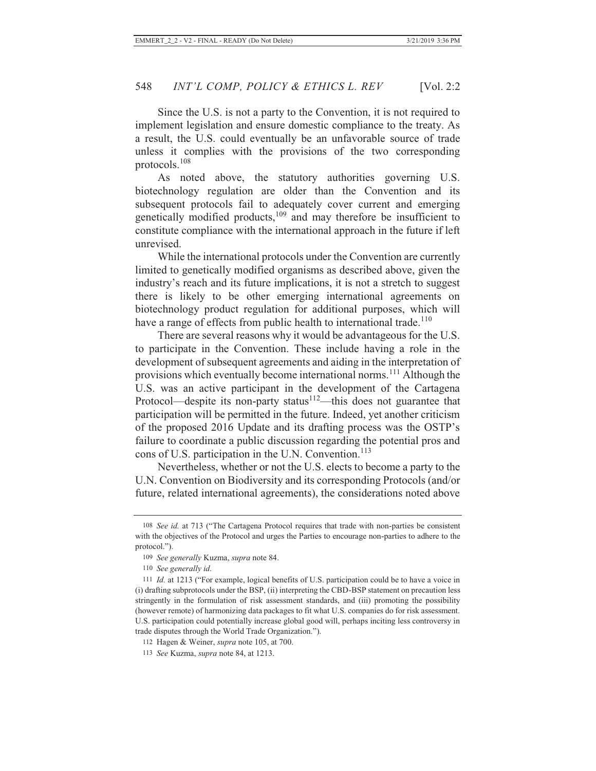Since the U.S. is not a party to the Convention, it is not required to implement legislation and ensure domestic compliance to the treaty. As a result, the U.S. could eventually be an unfavorable source of trade unless it complies with the provisions of the two corresponding protocols.[108]

As noted above, the statutory authorities governing U.S. biotechnology regulation are older than the Convention and its subsequent protocols fail to adequately cover current and emerging genetically modified products,[109] and may therefore be insufficient to constitute compliance with the international approach in the future if left unrevised.

While the international protocols under the Convention are currently limited to genetically modified organisms as described above, given the industry's reach and its future implications, it is not a stretch to suggest there is likely to be other emerging international agreements on biotechnology product regulation for additional purposes, which will have a range of effects from public health to international trade.[110]

There are several reasons why it would be advantageous for the U.S. to participate in the Convention. These include having a role in the development of subsequent agreements and aiding in the interpretation of provisions which eventually become international norms.[111] Although the U.S. was an active participant in the development of the Cartagena Protocol—despite its non-party status[112]—this does not guarantee that participation will be permitted in the future. Indeed, yet another criticism of the proposed 2016 Update and its drafting process was the OSTP's failure to coordinate a public discussion regarding the potential pros and cons of U.S. participation in the U.N. Convention.[113]

Nevertheless, whether or not the U.S. elects to become a party to the U.N. Convention on Biodiversity and its corresponding Protocols (and/or future, related international agreements), the considerations noted above

---

108 *See id.* at 713 ("The Cartagena Protocol requires that trade with non-parties be consistent with the objectives of the Protocol and urges the Parties to encourage non-parties to adhere to the protocol.").

109 *See generally* Kuzma, *supra* note 84.

110 *See generally id.*

111 *Id.* at 1213 ("For example, logical benefits of U.S. participation could be to have a voice in (i) drafting subprotocols under the BSP, (ii) interpreting the CBD-BSP statement on precaution less stringently in the formulation of risk assessment standards, and (iii) promoting the possibility (however remote) of harmonizing data packages to fit what U.S. companies do for risk assessment. U.S. participation could potentially increase global good will, perhaps inciting less controversy in trade disputes through the World Trade Organization.").

112 Hagen & Weiner, *supra* note 105, at 700.

113 *See* Kuzma, *supra* note 84, at 1213.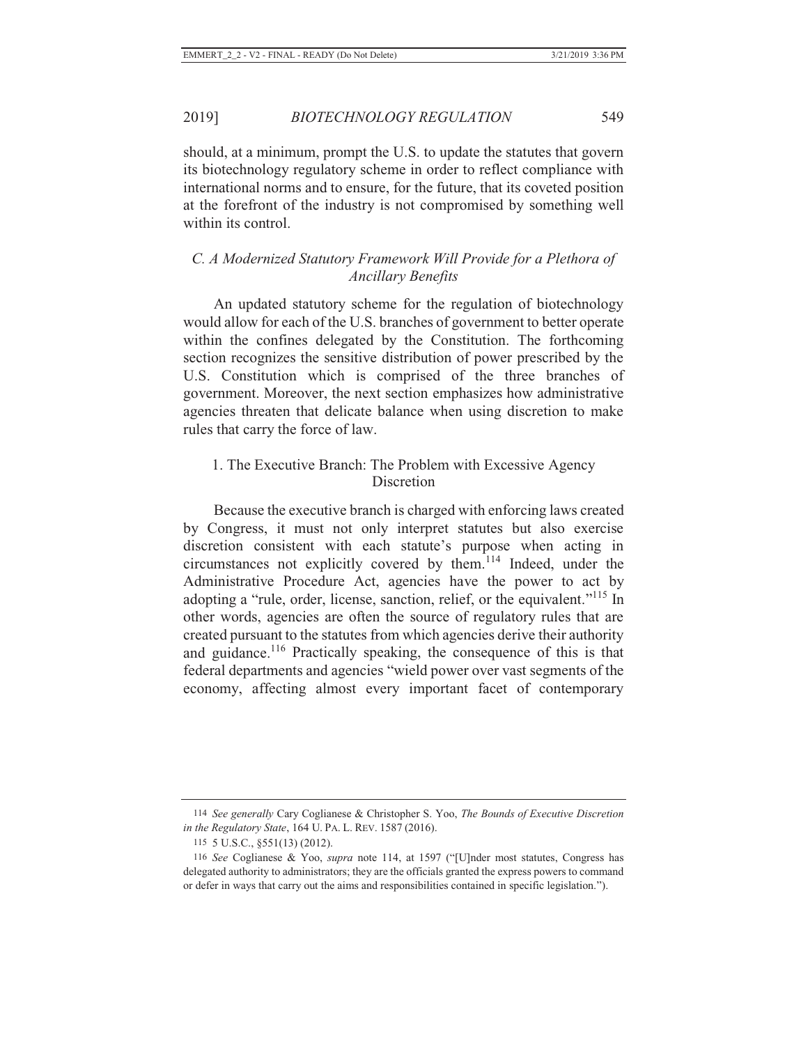should, at a minimum, prompt the U.S. to update the statutes that govern its biotechnology regulatory scheme in order to reflect compliance with international norms and to ensure, for the future, that its coveted position at the forefront of the industry is not compromised by something well within its control.

### *C. A Modernized Statutory Framework Will Provide for a Plethora of Ancillary Benefits*

An updated statutory scheme for the regulation of biotechnology would allow for each of the U.S. branches of government to better operate within the confines delegated by the Constitution. The forthcoming section recognizes the sensitive distribution of power prescribed by the U.S. Constitution which is comprised of the three branches of government. Moreover, the next section emphasizes how administrative agencies threaten that delicate balance when using discretion to make rules that carry the force of law.

#### 1. The Executive Branch: The Problem with Excessive Agency Discretion

Because the executive branch is charged with enforcing laws created by Congress, it must not only interpret statutes but also exercise discretion consistent with each statute's purpose when acting in circumstances not explicitly covered by them.[114] Indeed, under the Administrative Procedure Act, agencies have the power to act by adopting a "rule, order, license, sanction, relief, or the equivalent."[115] In other words, agencies are often the source of regulatory rules that are created pursuant to the statutes from which agencies derive their authority and guidance.[116] Practically speaking, the consequence of this is that federal departments and agencies "wield power over vast segments of the economy, affecting almost every important facet of contemporary

---

114 *See generally* Cary Coglianese & Christopher S. Yoo, *The Bounds of Executive Discretion in the Regulatory State*, 164 U. PA. L. REV. 1587 (2016).

115 5 U.S.C., §551(13) (2012).

116 *See* Coglianese & Yoo, *supra* note 114, at 1597 ("[U]nder most statutes, Congress has delegated authority to administrators; they are the officials granted the express powers to command or defer in ways that carry out the aims and responsibilities contained in specific legislation.").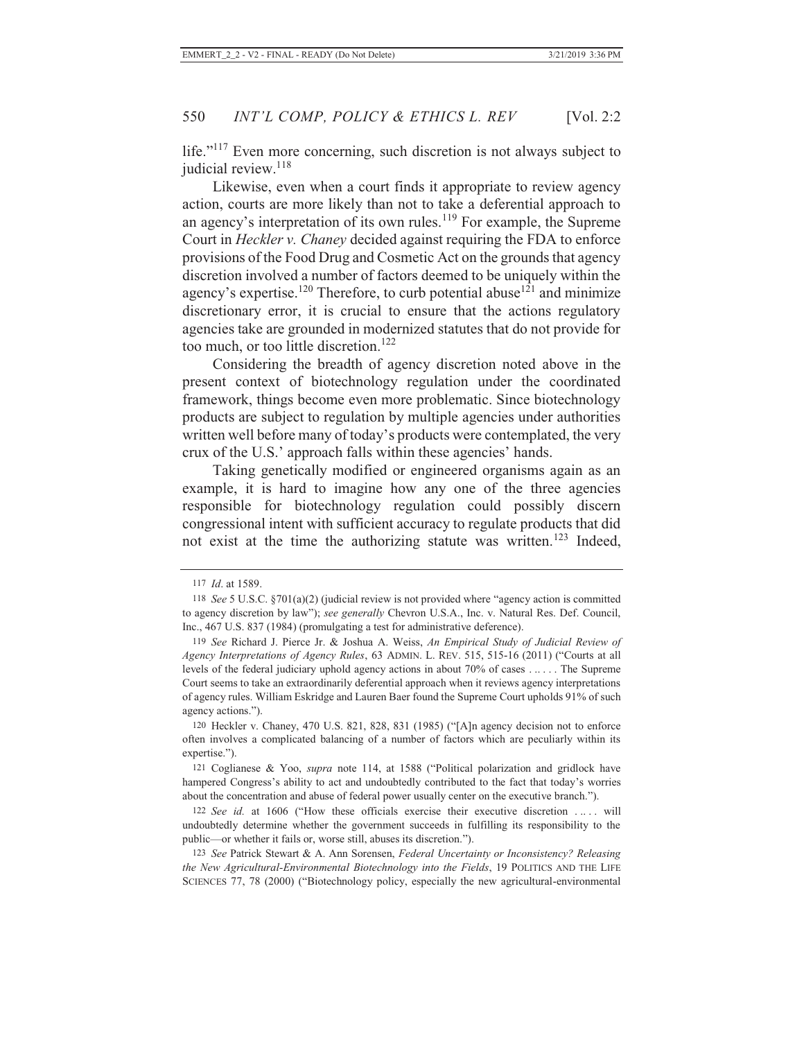life."[117] Even more concerning, such discretion is not always subject to judicial review.[118]

Likewise, even when a court finds it appropriate to review agency action, courts are more likely than not to take a deferential approach to an agency's interpretation of its own rules.[119] For example, the Supreme Court in *Heckler v. Chaney* decided against requiring the FDA to enforce provisions of the Food Drug and Cosmetic Act on the grounds that agency discretion involved a number of factors deemed to be uniquely within the agency's expertise.[120] Therefore, to curb potential abuse[121] and minimize discretionary error, it is crucial to ensure that the actions regulatory agencies take are grounded in modernized statutes that do not provide for too much, or too little discretion.[122]

Considering the breadth of agency discretion noted above in the present context of biotechnology regulation under the coordinated framework, things become even more problematic. Since biotechnology products are subject to regulation by multiple agencies under authorities written well before many of today's products were contemplated, the very crux of the U.S.' approach falls within these agencies' hands.

Taking genetically modified or engineered organisms again as an example, it is hard to imagine how any one of the three agencies responsible for biotechnology regulation could possibly discern congressional intent with sufficient accuracy to regulate products that did not exist at the time the authorizing statute was written.[123] Indeed,

---

117 *Id*. at 1589.

118 *See* 5 U.S.C. §701(a)(2) (judicial review is not provided where "agency action is committed to agency discretion by law"); *see generally* Chevron U.S.A., Inc. v. Natural Res. Def. Council, Inc., 467 U.S. 837 (1984) (promulgating a test for administrative deference).

119 *See* Richard J. Pierce Jr. & Joshua A. Weiss, *An Empirical Study of Judicial Review of Agency Interpretations of Agency Rules*, 63 ADMIN. L. REV. 515, 515-16 (2011) ("Courts at all levels of the federal judiciary uphold agency actions in about 70% of cases . .. . . . The Supreme Court seems to take an extraordinarily deferential approach when it reviews agency interpretations of agency rules. William Eskridge and Lauren Baer found the Supreme Court upholds 91% of such agency actions.").

120 Heckler v. Chaney, 470 U.S. 821, 828, 831 (1985) ("[A]n agency decision not to enforce often involves a complicated balancing of a number of factors which are peculiarly within its expertise.").

121 Coglianese & Yoo, *supra* note 114, at 1588 ("Political polarization and gridlock have hampered Congress's ability to act and undoubtedly contributed to the fact that today's worries about the concentration and abuse of federal power usually center on the executive branch.").

122 *See id.* at 1606 ("How these officials exercise their executive discretion . .. . . will undoubtedly determine whether the government succeeds in fulfilling its responsibility to the public—or whether it fails or, worse still, abuses its discretion.").

123 *See* Patrick Stewart & A. Ann Sorensen, *Federal Uncertainty or Inconsistency? Releasing the New Agricultural-Environmental Biotechnology into the Fields*, 19 POLITICS AND THE LIFE SCIENCES 77, 78 (2000) ("Biotechnology policy, especially the new agricultural-environmental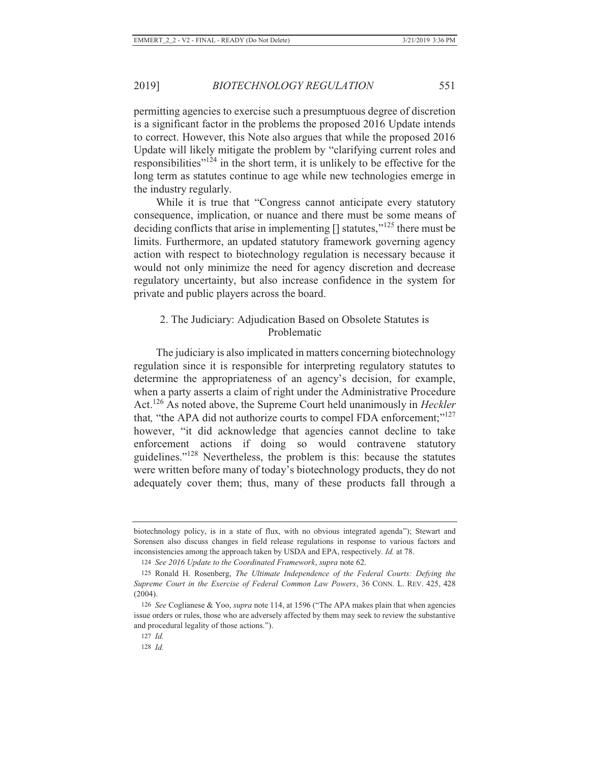permitting agencies to exercise such a presumptuous degree of discretion is a significant factor in the problems the proposed 2016 Update intends to correct. However, this Note also argues that while the proposed 2016 Update will likely mitigate the problem by "clarifying current roles and responsibilities"[124] in the short term, it is unlikely to be effective for the long term as statutes continue to age while new technologies emerge in the industry regularly.

While it is true that "Congress cannot anticipate every statutory consequence, implication, or nuance and there must be some means of deciding conflicts that arise in implementing [] statutes,"[125] there must be limits. Furthermore, an updated statutory framework governing agency action with respect to biotechnology regulation is necessary because it would not only minimize the need for agency discretion and decrease regulatory uncertainty, but also increase confidence in the system for private and public players across the board.

### 2. The Judiciary: Adjudication Based on Obsolete Statutes is Problematic

The judiciary is also implicated in matters concerning biotechnology regulation since it is responsible for interpreting regulatory statutes to determine the appropriateness of an agency's decision, for example, when a party asserts a claim of right under the Administrative Procedure Act.[126] As noted above, the Supreme Court held unanimously in *Heckler* that, "the APA did not authorize courts to compel FDA enforcement;"[127] however, "it did acknowledge that agencies cannot decline to take enforcement actions if doing so would contravene statutory guidelines."[128] Nevertheless, the problem is this: because the statutes were written before many of today's biotechnology products, they do not adequately cover them; thus, many of these products fall through a

---

biotechnology policy, is in a state of flux, with no obvious integrated agenda"); Stewart and Sorensen also discuss changes in field release regulations in response to various factors and inconsistencies among the approach taken by USDA and EPA, respectively. *Id.* at 78.

124 *See 2016 Update to the Coordinated Framework*, *supra* note 62.

125 Ronald H. Rosenberg, *The Ultimate Independence of the Federal Courts: Defying the Supreme Court in the Exercise of Federal Common Law Powers*, 36 CONN. L. REV. 425, 428 (2004).

126 *See* Coglianese & Yoo, *supra* note 114, at 1596 ("The APA makes plain that when agencies issue orders or rules, those who are adversely affected by them may seek to review the substantive and procedural legality of those actions.").

127 *Id.*

128 *Id.*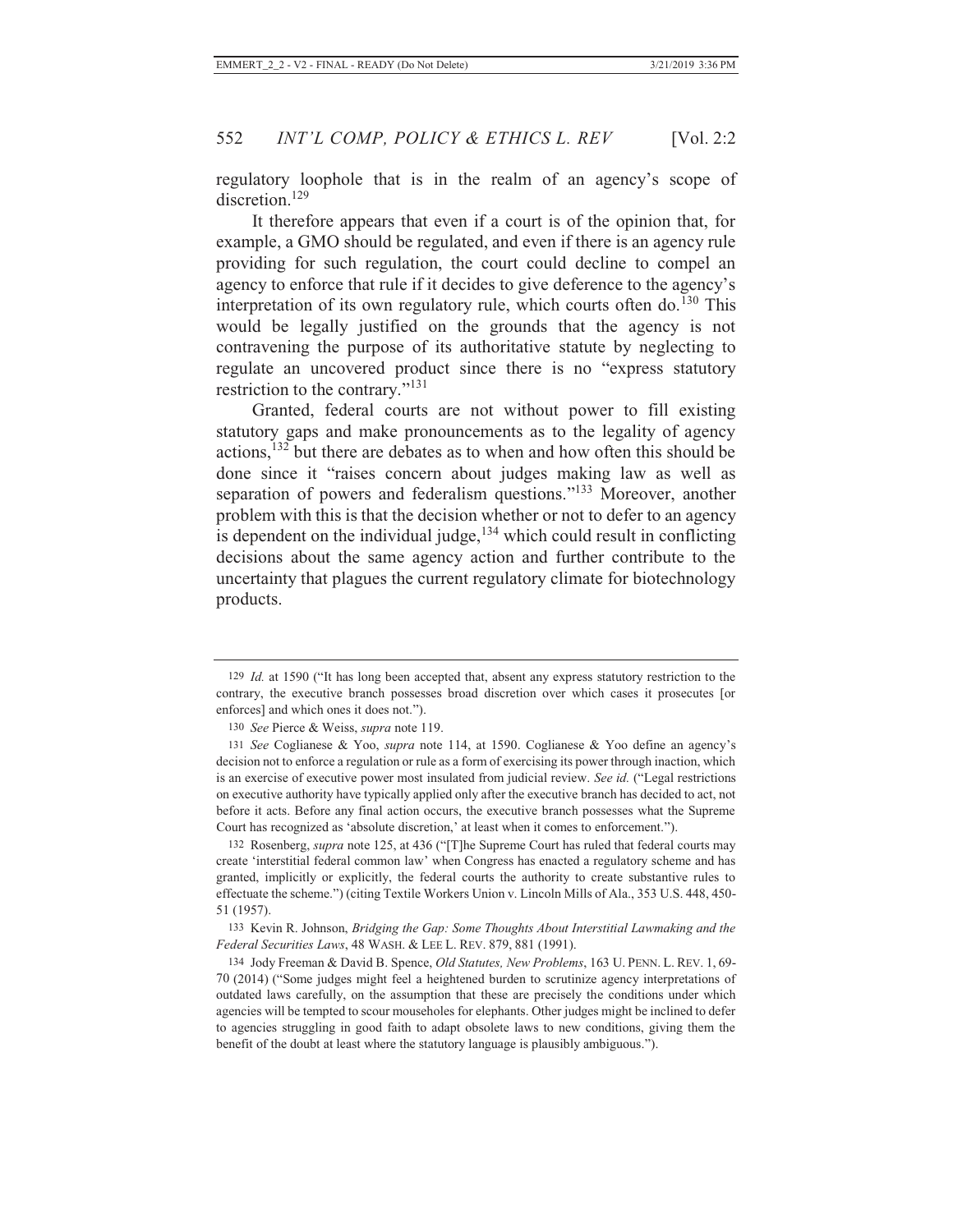regulatory loophole that is in the realm of an agency's scope of discretion.[129]

It therefore appears that even if a court is of the opinion that, for example, a GMO should be regulated, and even if there is an agency rule providing for such regulation, the court could decline to compel an agency to enforce that rule if it decides to give deference to the agency's interpretation of its own regulatory rule, which courts often do.[130] This would be legally justified on the grounds that the agency is not contravening the purpose of its authoritative statute by neglecting to regulate an uncovered product since there is no "express statutory restriction to the contrary."[131]

Granted, federal courts are not without power to fill existing statutory gaps and make pronouncements as to the legality of agency actions,[132] but there are debates as to when and how often this should be done since it "raises concern about judges making law as well as separation of powers and federalism questions."[133] Moreover, another problem with this is that the decision whether or not to defer to an agency is dependent on the individual judge,[134] which could result in conflicting decisions about the same agency action and further contribute to the uncertainty that plagues the current regulatory climate for biotechnology products.

---

129 *Id.* at 1590 ("It has long been accepted that, absent any express statutory restriction to the contrary, the executive branch possesses broad discretion over which cases it prosecutes [or enforces] and which ones it does not.").

130 *See* Pierce & Weiss, *supra* note 119.

131 *See* Coglianese & Yoo, *supra* note 114, at 1590. Coglianese & Yoo define an agency's decision not to enforce a regulation or rule as a form of exercising its power through inaction, which is an exercise of executive power most insulated from judicial review. *See id.* ("Legal restrictions on executive authority have typically applied only after the executive branch has decided to act, not before it acts. Before any final action occurs, the executive branch possesses what the Supreme Court has recognized as 'absolute discretion,' at least when it comes to enforcement.").

132 Rosenberg, *supra* note 125, at 436 ("[T]he Supreme Court has ruled that federal courts may create 'interstitial federal common law' when Congress has enacted a regulatory scheme and has granted, implicitly or explicitly, the federal courts the authority to create substantive rules to effectuate the scheme.") (citing Textile Workers Union v. Lincoln Mills of Ala., 353 U.S. 448, 450-51 (1957).

133 Kevin R. Johnson, *Bridging the Gap: Some Thoughts About Interstitial Lawmaking and the Federal Securities Laws*, 48 WASH. & LEE L. REV. 879, 881 (1991).

134 Jody Freeman & David B. Spence, *Old Statutes, New Problems*, 163 U. PENN. L. REV. 1, 69-70 (2014) ("Some judges might feel a heightened burden to scrutinize agency interpretations of outdated laws carefully, on the assumption that these are precisely the conditions under which agencies will be tempted to scour mouseholes for elephants. Other judges might be inclined to defer to agencies struggling in good faith to adapt obsolete laws to new conditions, giving them the benefit of the doubt at least where the statutory language is plausibly ambiguous.").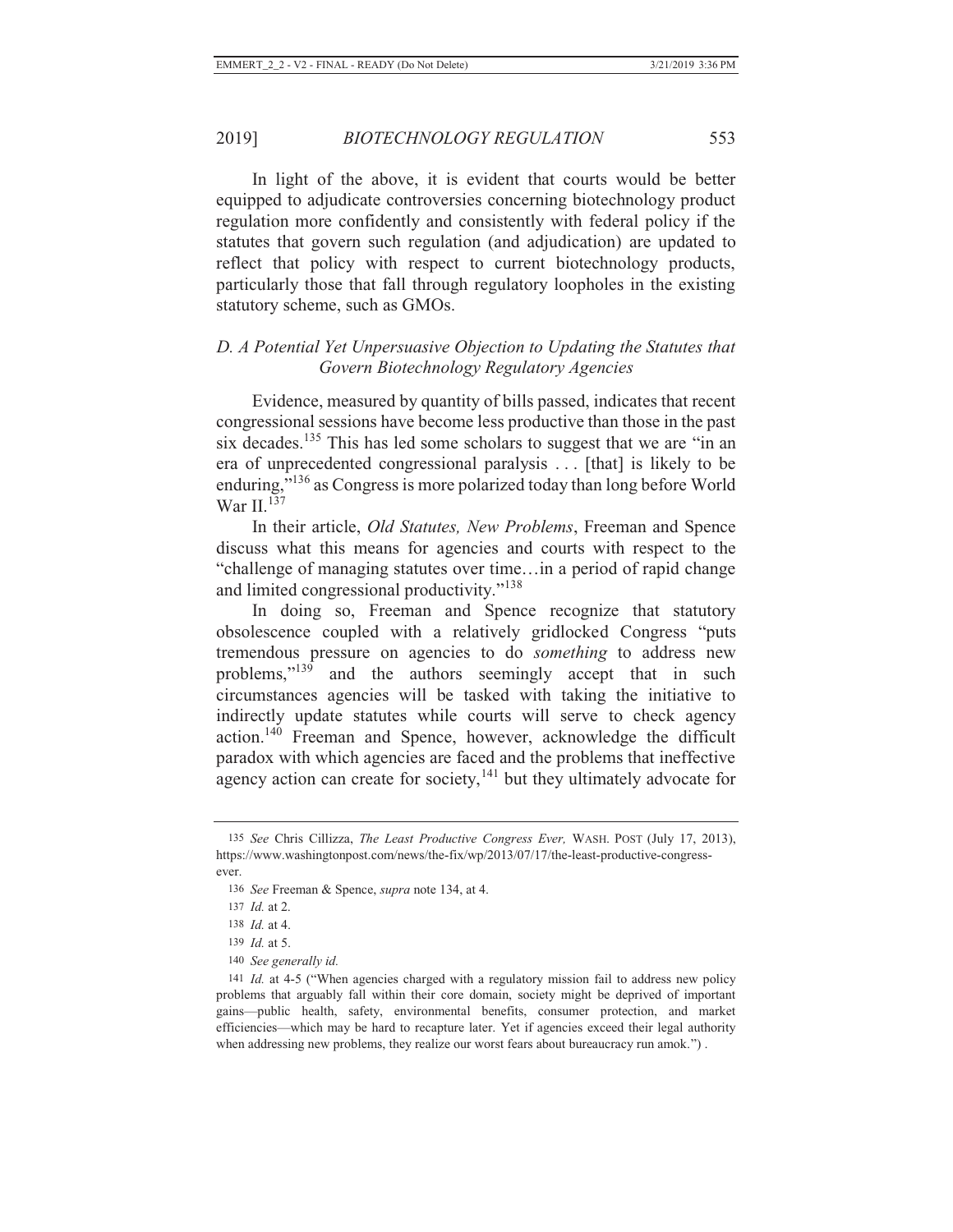In light of the above, it is evident that courts would be better equipped to adjudicate controversies concerning biotechnology product regulation more confidently and consistently with federal policy if the statutes that govern such regulation (and adjudication) are updated to reflect that policy with respect to current biotechnology products, particularly those that fall through regulatory loopholes in the existing statutory scheme, such as GMOs.

### *D. A Potential Yet Unpersuasive Objection to Updating the Statutes that Govern Biotechnology Regulatory Agencies*

Evidence, measured by quantity of bills passed, indicates that recent congressional sessions have become less productive than those in the past six decades.[135] This has led some scholars to suggest that we are "in an era of unprecedented congressional paralysis . . . [that] is likely to be enduring,"[136] as Congress is more polarized today than long before World War II.[137]

In their article, *Old Statutes, New Problems*, Freeman and Spence discuss what this means for agencies and courts with respect to the "challenge of managing statutes over time…in a period of rapid change and limited congressional productivity."[138]

In doing so, Freeman and Spence recognize that statutory obsolescence coupled with a relatively gridlocked Congress "puts tremendous pressure on agencies to do *something* to address new problems,"[139] and the authors seemingly accept that in such circumstances agencies will be tasked with taking the initiative to indirectly update statutes while courts will serve to check agency action.[140] Freeman and Spence, however, acknowledge the difficult paradox with which agencies are faced and the problems that ineffective agency action can create for society,[141] but they ultimately advocate for

---

135 *See* Chris Cillizza, *The Least Productive Congress Ever,* WASH. POST (July 17, 2013), https://www.washingtonpost.com/news/the-fix/wp/2013/07/17/the-least-productive-congress-ever.

136 *See* Freeman & Spence, *supra* note 134, at 4.

137 *Id.* at 2.

138 *Id.* at 4.

139 *Id.* at 5.

140 *See generally id.*

141 *Id.* at 4-5 ("When agencies charged with a regulatory mission fail to address new policy problems that arguably fall within their core domain, society might be deprived of important gains—public health, safety, environmental benefits, consumer protection, and market efficiencies—which may be hard to recapture later. Yet if agencies exceed their legal authority when addressing new problems, they realize our worst fears about bureaucracy run amok.") .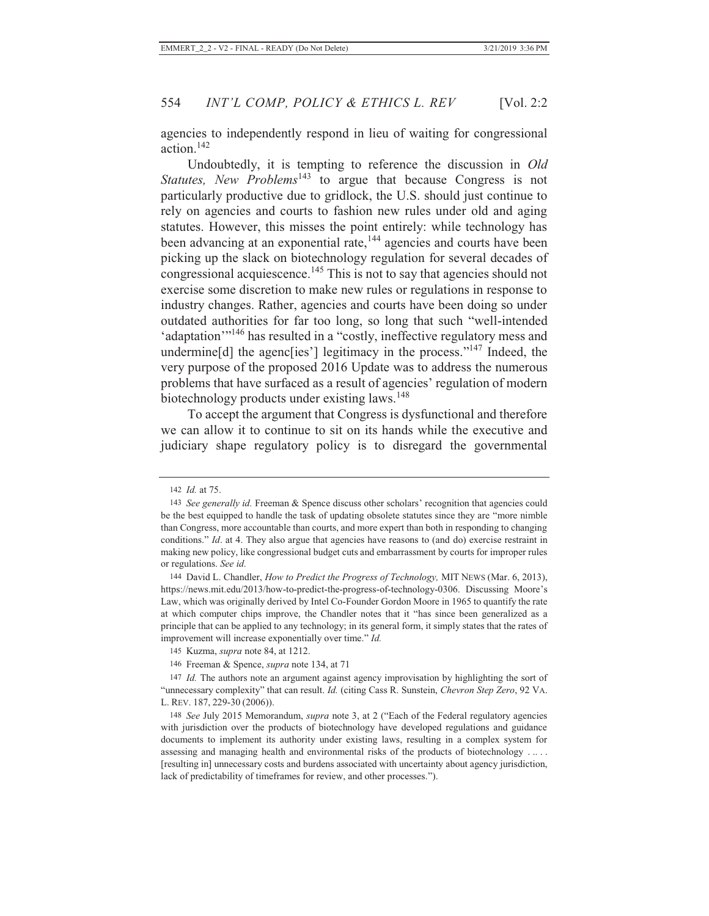agencies to independently respond in lieu of waiting for congressional action.[142]

Undoubtedly, it is tempting to reference the discussion in *Old Statutes, New Problems*[143] to argue that because Congress is not particularly productive due to gridlock, the U.S. should just continue to rely on agencies and courts to fashion new rules under old and aging statutes. However, this misses the point entirely: while technology has been advancing at an exponential rate,[144] agencies and courts have been picking up the slack on biotechnology regulation for several decades of congressional acquiescence.[145] This is not to say that agencies should not exercise some discretion to make new rules or regulations in response to industry changes. Rather, agencies and courts have been doing so under outdated authorities for far too long, so long that such "well-intended 'adaptation'"[146] has resulted in a "costly, ineffective regulatory mess and undermine[d] the agenc[ies'] legitimacy in the process."[147] Indeed, the very purpose of the proposed 2016 Update was to address the numerous problems that have surfaced as a result of agencies' regulation of modern biotechnology products under existing laws.[148]

To accept the argument that Congress is dysfunctional and therefore we can allow it to continue to sit on its hands while the executive and judiciary shape regulatory policy is to disregard the governmental

---

142 *Id.* at 75.

143 *See generally id.* Freeman & Spence discuss other scholars' recognition that agencies could be the best equipped to handle the task of updating obsolete statutes since they are "more nimble than Congress, more accountable than courts, and more expert than both in responding to changing conditions." *Id*. at 4. They also argue that agencies have reasons to (and do) exercise restraint in making new policy, like congressional budget cuts and embarrassment by courts for improper rules or regulations. *See id.*

144 David L. Chandler, *How to Predict the Progress of Technology,* MIT NEWS (Mar. 6, 2013), https://news.mit.edu/2013/how-to-predict-the-progress-of-technology-0306. Discussing Moore's Law, which was originally derived by Intel Co-Founder Gordon Moore in 1965 to quantify the rate at which computer chips improve, the Chandler notes that it "has since been generalized as a principle that can be applied to any technology; in its general form, it simply states that the rates of improvement will increase exponentially over time." *Id.*

145 Kuzma, *supra* note 84, at 1212.

146 Freeman & Spence, *supra* note 134, at 71

147 *Id.* The authors note an argument against agency improvisation by highlighting the sort of "unnecessary complexity" that can result. *Id.* (citing Cass R. Sunstein, *Chevron Step Zero*, 92 VA. L. REV. 187, 229-30 (2006)).

148 *See* July 2015 Memorandum, *supra* note 3, at 2 ("Each of the Federal regulatory agencies with jurisdiction over the products of biotechnology have developed regulations and guidance documents to implement its authority under existing laws, resulting in a complex system for assessing and managing health and environmental risks of the products of biotechnology . .. . . [resulting in] unnecessary costs and burdens associated with uncertainty about agency jurisdiction, lack of predictability of timeframes for review, and other processes.").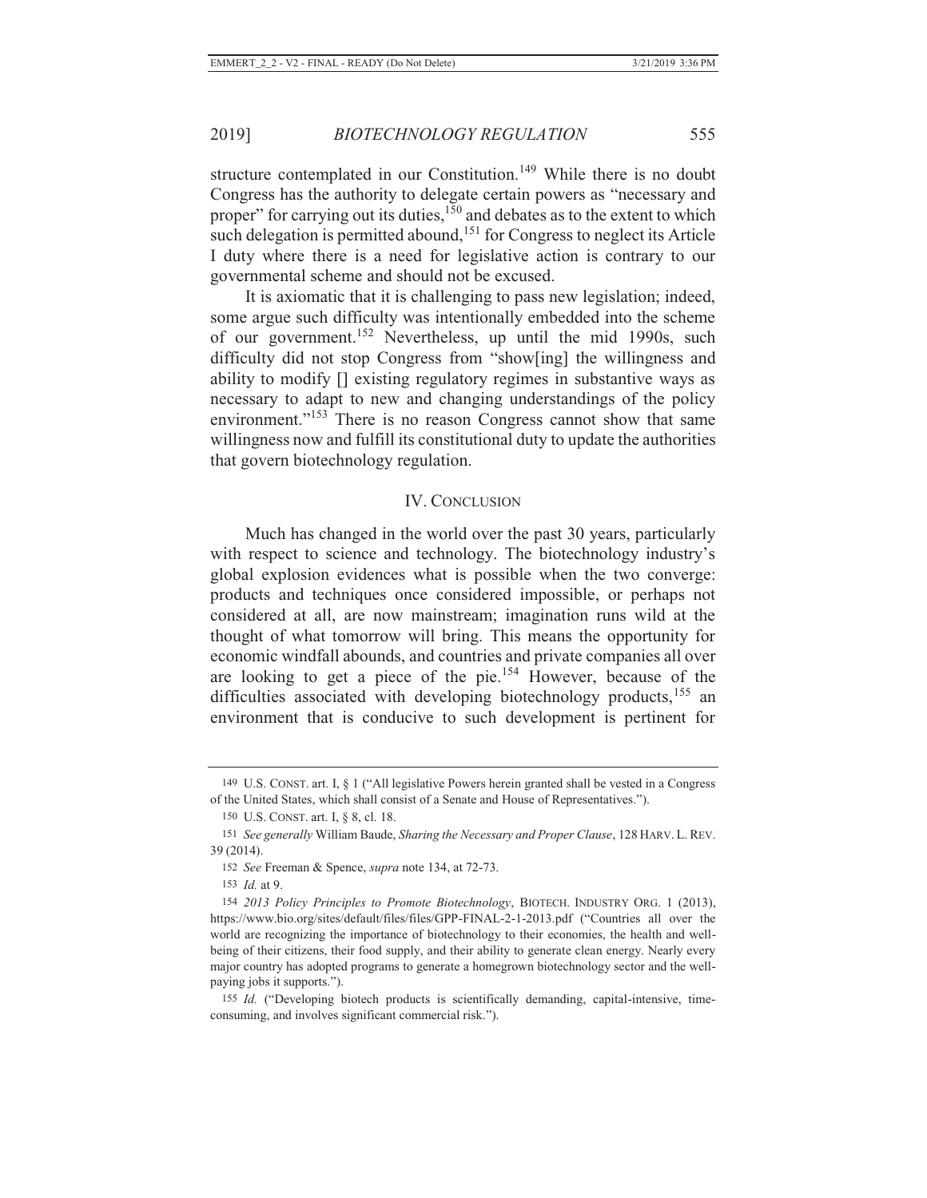structure contemplated in our Constitution.[149] While there is no doubt Congress has the authority to delegate certain powers as "necessary and proper" for carrying out its duties,[150] and debates as to the extent to which such delegation is permitted abound,[151] for Congress to neglect its Article I duty where there is a need for legislative action is contrary to our governmental scheme and should not be excused.

It is axiomatic that it is challenging to pass new legislation; indeed, some argue such difficulty was intentionally embedded into the scheme of our government.[152] Nevertheless, up until the mid 1990s, such difficulty did not stop Congress from "show[ing] the willingness and ability to modify [] existing regulatory regimes in substantive ways as necessary to adapt to new and changing understandings of the policy environment."[153] There is no reason Congress cannot show that same willingness now and fulfill its constitutional duty to update the authorities that govern biotechnology regulation.

## IV. Conclusion

Much has changed in the world over the past 30 years, particularly with respect to science and technology. The biotechnology industry's global explosion evidences what is possible when the two converge: products and techniques once considered impossible, or perhaps not considered at all, are now mainstream; imagination runs wild at the thought of what tomorrow will bring. This means the opportunity for economic windfall abounds, and countries and private companies all over are looking to get a piece of the pie.[154] However, because of the difficulties associated with developing biotechnology products,[155] an environment that is conducive to such development is pertinent for

---

149 U.S. Const. art. I, § 1 ("All legislative Powers herein granted shall be vested in a Congress of the United States, which shall consist of a Senate and House of Representatives.").

150 U.S. Const. art. I, § 8, cl. 18.

151 *See generally* William Baude, *Sharing the Necessary and Proper Clause*, 128 Harv. L. Rev. 39 (2014).

152 *See* Freeman & Spence, *supra* note 134, at 72-73.

153 *Id.* at 9.

154 *2013 Policy Principles to Promote Biotechnology*, Biotech. Industry Org. 1 (2013), https://www.bio.org/sites/default/files/files/GPP-FINAL-2-1-2013.pdf ("Countries all over the world are recognizing the importance of biotechnology to their economies, the health and well-being of their citizens, their food supply, and their ability to generate clean energy. Nearly every major country has adopted programs to generate a homegrown biotechnology sector and the well-paying jobs it supports.").

155 *Id.* ("Developing biotech products is scientifically demanding, capital-intensive, time-consuming, and involves significant commercial risk.").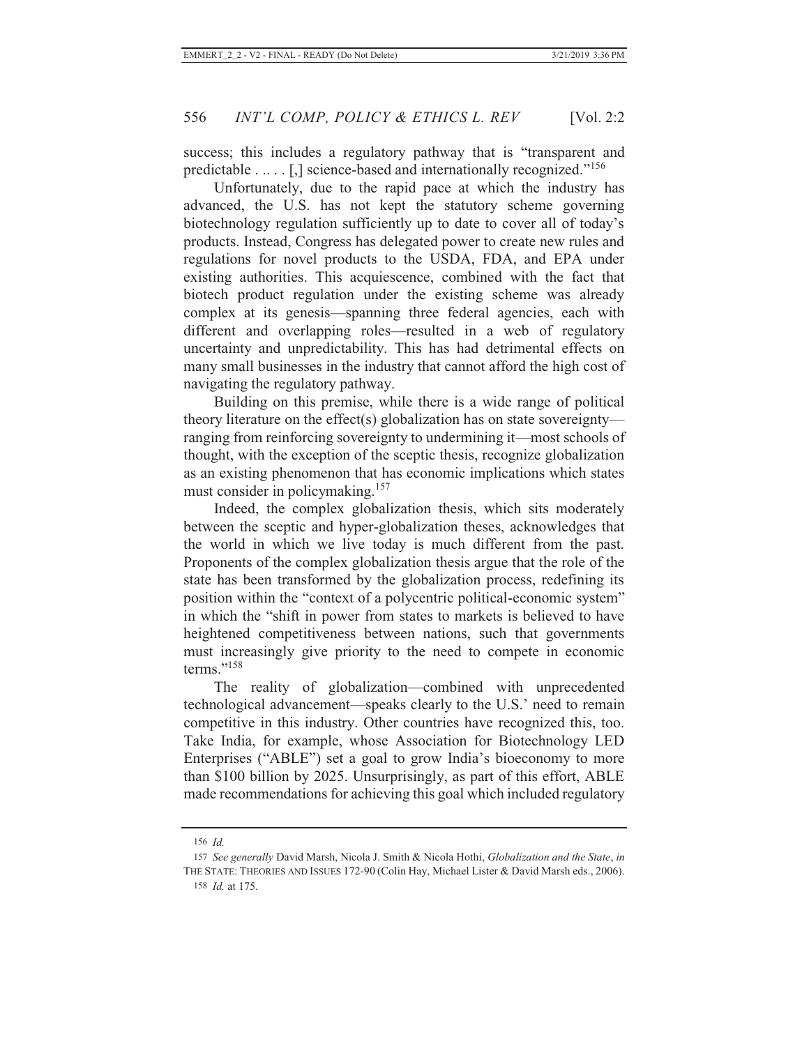success; this includes a regulatory pathway that is "transparent and predictable . .. . . [,] science-based and internationally recognized."[156]

Unfortunately, due to the rapid pace at which the industry has advanced, the U.S. has not kept the statutory scheme governing biotechnology regulation sufficiently up to date to cover all of today's products. Instead, Congress has delegated power to create new rules and regulations for novel products to the USDA, FDA, and EPA under existing authorities. This acquiescence, combined with the fact that biotech product regulation under the existing scheme was already complex at its genesis—spanning three federal agencies, each with different and overlapping roles—resulted in a web of regulatory uncertainty and unpredictability. This has had detrimental effects on many small businesses in the industry that cannot afford the high cost of navigating the regulatory pathway.

Building on this premise, while there is a wide range of political theory literature on the effect(s) globalization has on state sovereignty—ranging from reinforcing sovereignty to undermining it—most schools of thought, with the exception of the sceptic thesis, recognize globalization as an existing phenomenon that has economic implications which states must consider in policymaking.[157]

Indeed, the complex globalization thesis, which sits moderately between the sceptic and hyper-globalization theses, acknowledges that the world in which we live today is much different from the past. Proponents of the complex globalization thesis argue that the role of the state has been transformed by the globalization process, redefining its position within the "context of a polycentric political-economic system" in which the "shift in power from states to markets is believed to have heightened competitiveness between nations, such that governments must increasingly give priority to the need to compete in economic terms."[158]

The reality of globalization—combined with unprecedented technological advancement—speaks clearly to the U.S.' need to remain competitive in this industry. Other countries have recognized this, too. Take India, for example, whose Association for Biotechnology LED Enterprises ("ABLE") set a goal to grow India's bioeconomy to more than $100 billion by 2025. Unsurprisingly, as part of this effort, ABLE made recommendations for achieving this goal which included regulatory

---

156 *Id.*

157 *See generally* David Marsh, Nicola J. Smith & Nicola Hothi, *Globalization and the State*, *in* THE STATE: THEORIES AND ISSUES 172-90 (Colin Hay, Michael Lister & David Marsh eds., 2006).

158 *Id.* at 175.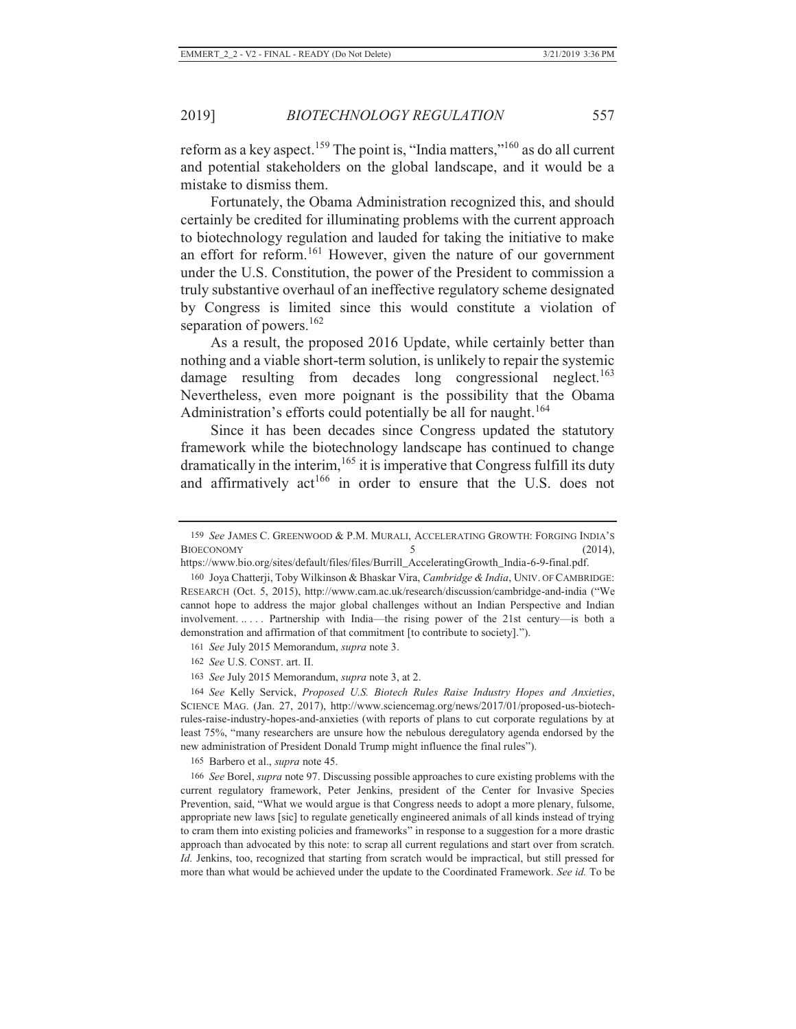reform as a key aspect.[159] The point is, "India matters,"[160] as do all current and potential stakeholders on the global landscape, and it would be a mistake to dismiss them.

Fortunately, the Obama Administration recognized this, and should certainly be credited for illuminating problems with the current approach to biotechnology regulation and lauded for taking the initiative to make an effort for reform.[161] However, given the nature of our government under the U.S. Constitution, the power of the President to commission a truly substantive overhaul of an ineffective regulatory scheme designated by Congress is limited since this would constitute a violation of separation of powers.[162]

As a result, the proposed 2016 Update, while certainly better than nothing and a viable short-term solution, is unlikely to repair the systemic damage resulting from decades long congressional neglect.[163] Nevertheless, even more poignant is the possibility that the Obama Administration's efforts could potentially be all for naught.[164]

Since it has been decades since Congress updated the statutory framework while the biotechnology landscape has continued to change dramatically in the interim,[165] it is imperative that Congress fulfill its duty and affirmatively act[166] in order to ensure that the U.S. does not

---

159 *See* JAMES C. GREENWOOD & P.M. MURALI, ACCELERATING GROWTH: FORGING INDIA'S BIOECONOMY 5 (2014), https://www.bio.org/sites/default/files/files/Burrill_AcceleratingGrowth_India-6-9-final.pdf.

160 Joya Chatterji, Toby Wilkinson & Bhaskar Vira, *Cambridge & India*, UNIV. OF CAMBRIDGE: RESEARCH (Oct. 5, 2015), http://www.cam.ac.uk/research/discussion/cambridge-and-india ("We cannot hope to address the major global challenges without an Indian Perspective and Indian involvement. .. . . . Partnership with India—the rising power of the 21st century—is both a demonstration and affirmation of that commitment [to contribute to society].").

161 *See* July 2015 Memorandum, *supra* note 3.

162 *See* U.S. CONST. art. II.

163 *See* July 2015 Memorandum, *supra* note 3, at 2.

164 *See* Kelly Servick, *Proposed U.S. Biotech Rules Raise Industry Hopes and Anxieties*, SCIENCE MAG. (Jan. 27, 2017), http://www.sciencemag.org/news/2017/01/proposed-us-biotech-rules-raise-industry-hopes-and-anxieties (with reports of plans to cut corporate regulations by at least 75%, "many researchers are unsure how the nebulous deregulatory agenda endorsed by the new administration of President Donald Trump might influence the final rules").

165 Barbero et al., *supra* note 45.

166 *See* Borel, *supra* note 97. Discussing possible approaches to cure existing problems with the current regulatory framework, Peter Jenkins, president of the Center for Invasive Species Prevention, said, "What we would argue is that Congress needs to adopt a more plenary, fulsome, appropriate new laws [sic] to regulate genetically engineered animals of all kinds instead of trying to cram them into existing policies and frameworks" in response to a suggestion for a more drastic approach than advocated by this note: to scrap all current regulations and start over from scratch. *Id.* Jenkins, too, recognized that starting from scratch would be impractical, but still pressed for more than what would be achieved under the update to the Coordinated Framework. *See id.* To be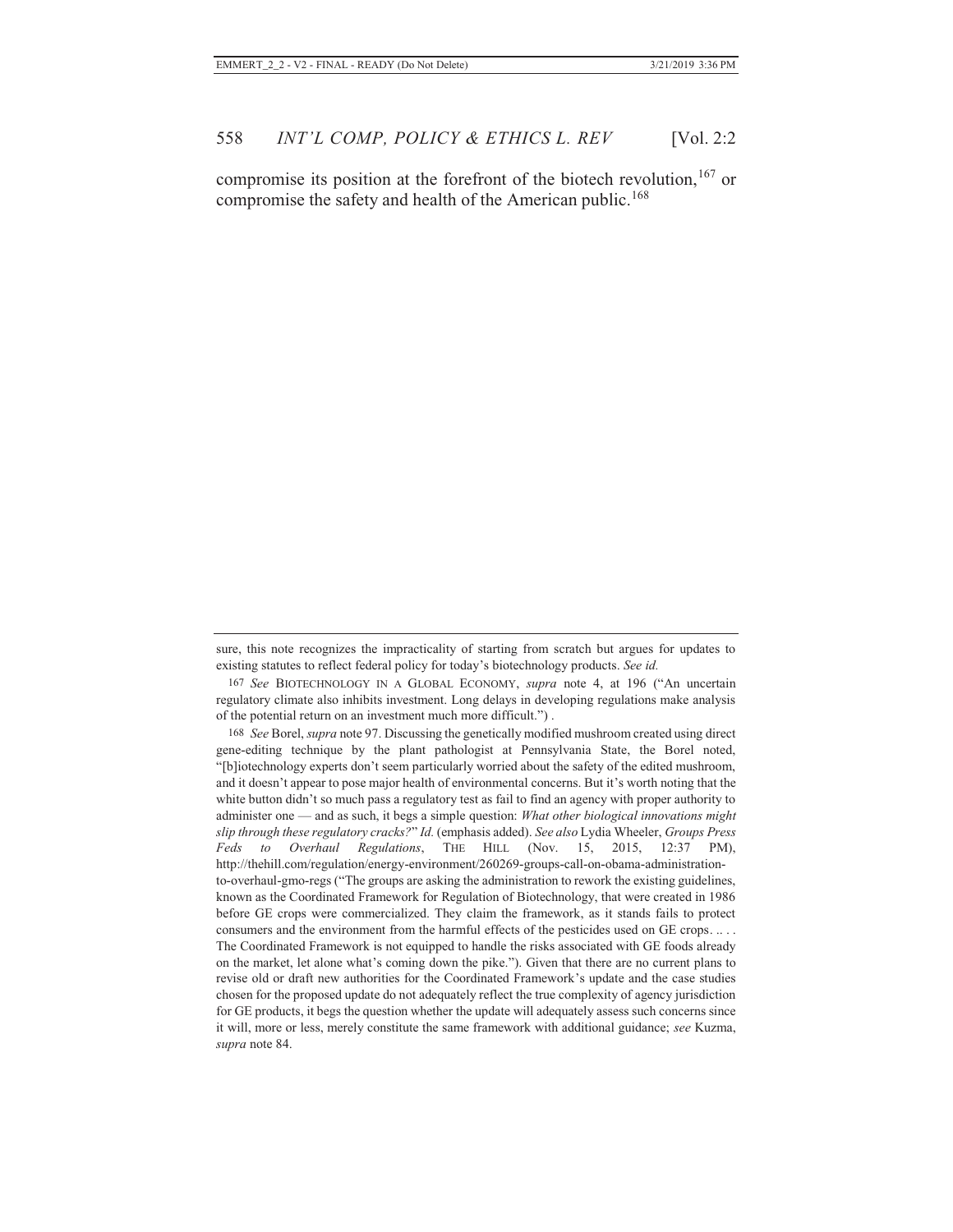compromise its position at the forefront of the biotech revolution,[167] or compromise the safety and health of the American public.[168]

---

sure, this note recognizes the impracticality of starting from scratch but argues for updates to existing statutes to reflect federal policy for today's biotechnology products. *See id.*

167 *See* BIOTECHNOLOGY IN A GLOBAL ECONOMY, *supra* note 4, at 196 ("An uncertain regulatory climate also inhibits investment. Long delays in developing regulations make analysis of the potential return on an investment much more difficult.") .

168 *See* Borel, *supra* note 97. Discussing the genetically modified mushroom created using direct gene-editing technique by the plant pathologist at Pennsylvania State, the Borel noted, "[b]iotechnology experts don't seem particularly worried about the safety of the edited mushroom, and it doesn't appear to pose major health of environmental concerns. But it's worth noting that the white button didn't so much pass a regulatory test as fail to find an agency with proper authority to administer one — and as such, it begs a simple question: *What other biological innovations might slip through these regulatory cracks?*" *Id.* (emphasis added). *See also* Lydia Wheeler, *Groups Press Feds to Overhaul Regulations*, THE HILL (Nov. 15, 2015, 12:37 PM), http://thehill.com/regulation/energy-environment/260269-groups-call-on-obama-administration-to-overhaul-gmo-regs ("The groups are asking the administration to rework the existing guidelines, known as the Coordinated Framework for Regulation of Biotechnology, that were created in 1986 before GE crops were commercialized. They claim the framework, as it stands fails to protect consumers and the environment from the harmful effects of the pesticides used on GE crops. .. . . The Coordinated Framework is not equipped to handle the risks associated with GE foods already on the market, let alone what's coming down the pike."). Given that there are no current plans to revise old or draft new authorities for the Coordinated Framework's update and the case studies chosen for the proposed update do not adequately reflect the true complexity of agency jurisdiction for GE products, it begs the question whether the update will adequately assess such concerns since it will, more or less, merely constitute the same framework with additional guidance; *see* Kuzma, *supra* note 84.